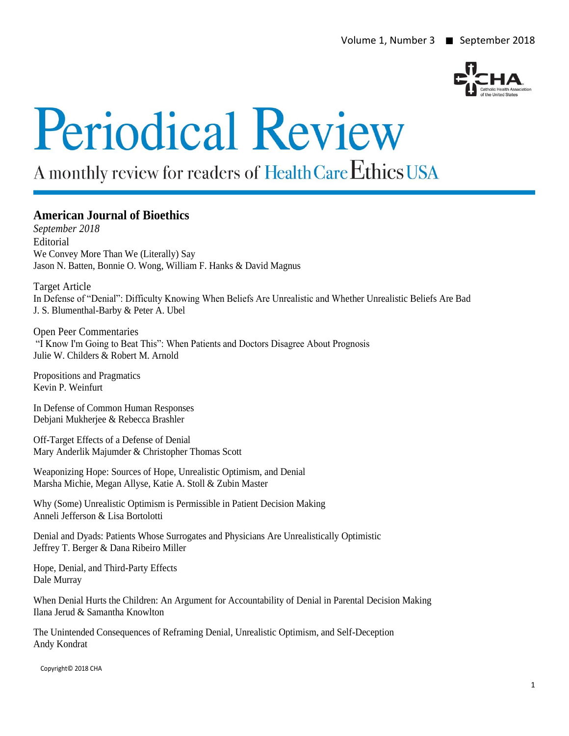# Periodical Review

A monthly review for readers of Health Care Ethics USA

## American Journal of Bioethics

*September 2018*

Editorial

We Convey More Than We (Literally) Say
Jason N. Batten, Bonnie O. Wong, William F. Hanks & David Magnus

Target Article

In Defense of "Denial": Difficulty Knowing When Beliefs Are Unrealistic and Whether Unrealistic Beliefs Are Bad
J. S. Blumenthal-Barby & Peter A. Ubel

Open Peer Commentaries

"I Know I'm Going to Beat This": When Patients and Doctors Disagree About Prognosis
Julie W. Childers & Robert M. Arnold

Propositions and Pragmatics
Kevin P. Weinfurt

In Defense of Common Human Responses
Debjani Mukherjee & Rebecca Brashler

Off-Target Effects of a Defense of Denial
Mary Anderlik Majumder & Christopher Thomas Scott

Weaponizing Hope: Sources of Hope, Unrealistic Optimism, and Denial
Marsha Michie, Megan Allyse, Katie A. Stoll & Zubin Master

Why (Some) Unrealistic Optimism is Permissible in Patient Decision Making
Anneli Jefferson & Lisa Bortolotti

Denial and Dyads: Patients Whose Surrogates and Physicians Are Unrealistically Optimistic
Jeffrey T. Berger & Dana Ribeiro Miller

Hope, Denial, and Third-Party Effects
Dale Murray

When Denial Hurts the Children: An Argument for Accountability of Denial in Parental Decision Making
Ilana Jerud & Samantha Knowlton

The Unintended Consequences of Reframing Denial, Unrealistic Optimism, and Self-Deception
Andy Kondrat

Copyright© 2018 CHA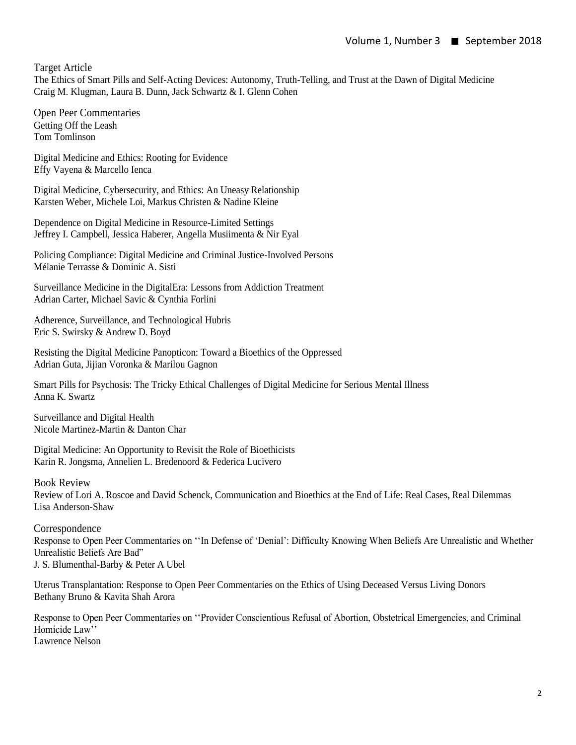## Target Article

The Ethics of Smart Pills and Self-Acting Devices: Autonomy, Truth-Telling, and Trust at the Dawn of Digital Medicine
Craig M. Klugman, Laura B. Dunn, Jack Schwartz & I. Glenn Cohen

## Open Peer Commentaries

Getting Off the Leash
Tom Tomlinson

Digital Medicine and Ethics: Rooting for Evidence
Effy Vayena & Marcello Ienca

Digital Medicine, Cybersecurity, and Ethics: An Uneasy Relationship
Karsten Weber, Michele Loi, Markus Christen & Nadine Kleine

Dependence on Digital Medicine in Resource-Limited Settings
Jeffrey I. Campbell, Jessica Haberer, Angella Musiimenta & Nir Eyal

Policing Compliance: Digital Medicine and Criminal Justice-Involved Persons
Mélanie Terrasse & Dominic A. Sisti

Surveillance Medicine in the DigitalEra: Lessons from Addiction Treatment
Adrian Carter, Michael Savic & Cynthia Forlini

Adherence, Surveillance, and Technological Hubris
Eric S. Swirsky & Andrew D. Boyd

Resisting the Digital Medicine Panopticon: Toward a Bioethics of the Oppressed
Adrian Guta, Jijian Voronka & Marilou Gagnon

Smart Pills for Psychosis: The Tricky Ethical Challenges of Digital Medicine for Serious Mental Illness
Anna K. Swartz

Surveillance and Digital Health
Nicole Martinez-Martin & Danton Char

Digital Medicine: An Opportunity to Revisit the Role of Bioethicists
Karin R. Jongsma, Annelien L. Bredenoord & Federica Lucivero

## Book Review

Review of Lori A. Roscoe and David Schenck, Communication and Bioethics at the End of Life: Real Cases, Real Dilemmas
Lisa Anderson-Shaw

## Correspondence

Response to Open Peer Commentaries on ''In Defense of 'Denial': Difficulty Knowing When Beliefs Are Unrealistic and Whether Unrealistic Beliefs Are Bad"
J. S. Blumenthal-Barby & Peter A Ubel

Uterus Transplantation: Response to Open Peer Commentaries on the Ethics of Using Deceased Versus Living Donors
Bethany Bruno & Kavita Shah Arora

Response to Open Peer Commentaries on ''Provider Conscientious Refusal of Abortion, Obstetrical Emergencies, and Criminal Homicide Law''
Lawrence Nelson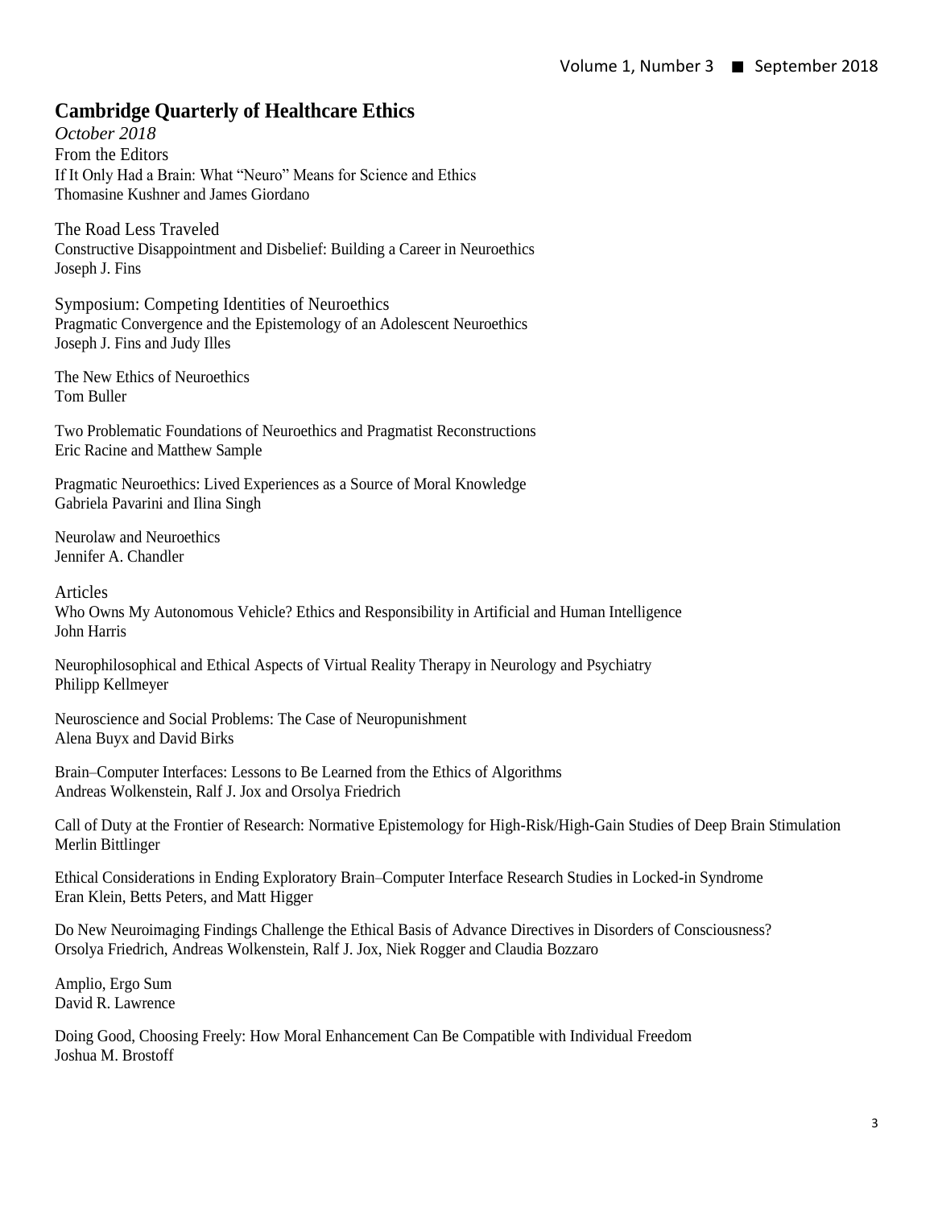## Cambridge Quarterly of Healthcare Ethics

*October 2018*

From the Editors

If It Only Had a Brain: What "Neuro" Means for Science and Ethics
Thomasine Kushner and James Giordano

The Road Less Traveled

Constructive Disappointment and Disbelief: Building a Career in Neuroethics
Joseph J. Fins

Symposium: Competing Identities of Neuroethics

Pragmatic Convergence and the Epistemology of an Adolescent Neuroethics
Joseph J. Fins and Judy Illes

The New Ethics of Neuroethics
Tom Buller

Two Problematic Foundations of Neuroethics and Pragmatist Reconstructions
Eric Racine and Matthew Sample

Pragmatic Neuroethics: Lived Experiences as a Source of Moral Knowledge
Gabriela Pavarini and Ilina Singh

Neurolaw and Neuroethics
Jennifer A. Chandler

Articles

Who Owns My Autonomous Vehicle? Ethics and Responsibility in Artificial and Human Intelligence
John Harris

Neurophilosophical and Ethical Aspects of Virtual Reality Therapy in Neurology and Psychiatry
Philipp Kellmeyer

Neuroscience and Social Problems: The Case of Neuropunishment
Alena Buyx and David Birks

Brain–Computer Interfaces: Lessons to Be Learned from the Ethics of Algorithms
Andreas Wolkenstein, Ralf J. Jox and Orsolya Friedrich

Call of Duty at the Frontier of Research: Normative Epistemology for High-Risk/High-Gain Studies of Deep Brain Stimulation
Merlin Bittlinger

Ethical Considerations in Ending Exploratory Brain–Computer Interface Research Studies in Locked-in Syndrome
Eran Klein, Betts Peters, and Matt Higger

Do New Neuroimaging Findings Challenge the Ethical Basis of Advance Directives in Disorders of Consciousness?
Orsolya Friedrich, Andreas Wolkenstein, Ralf J. Jox, Niek Rogger and Claudia Bozzaro

Amplio, Ergo Sum
David R. Lawrence

Doing Good, Choosing Freely: How Moral Enhancement Can Be Compatible with Individual Freedom
Joshua M. Brostoff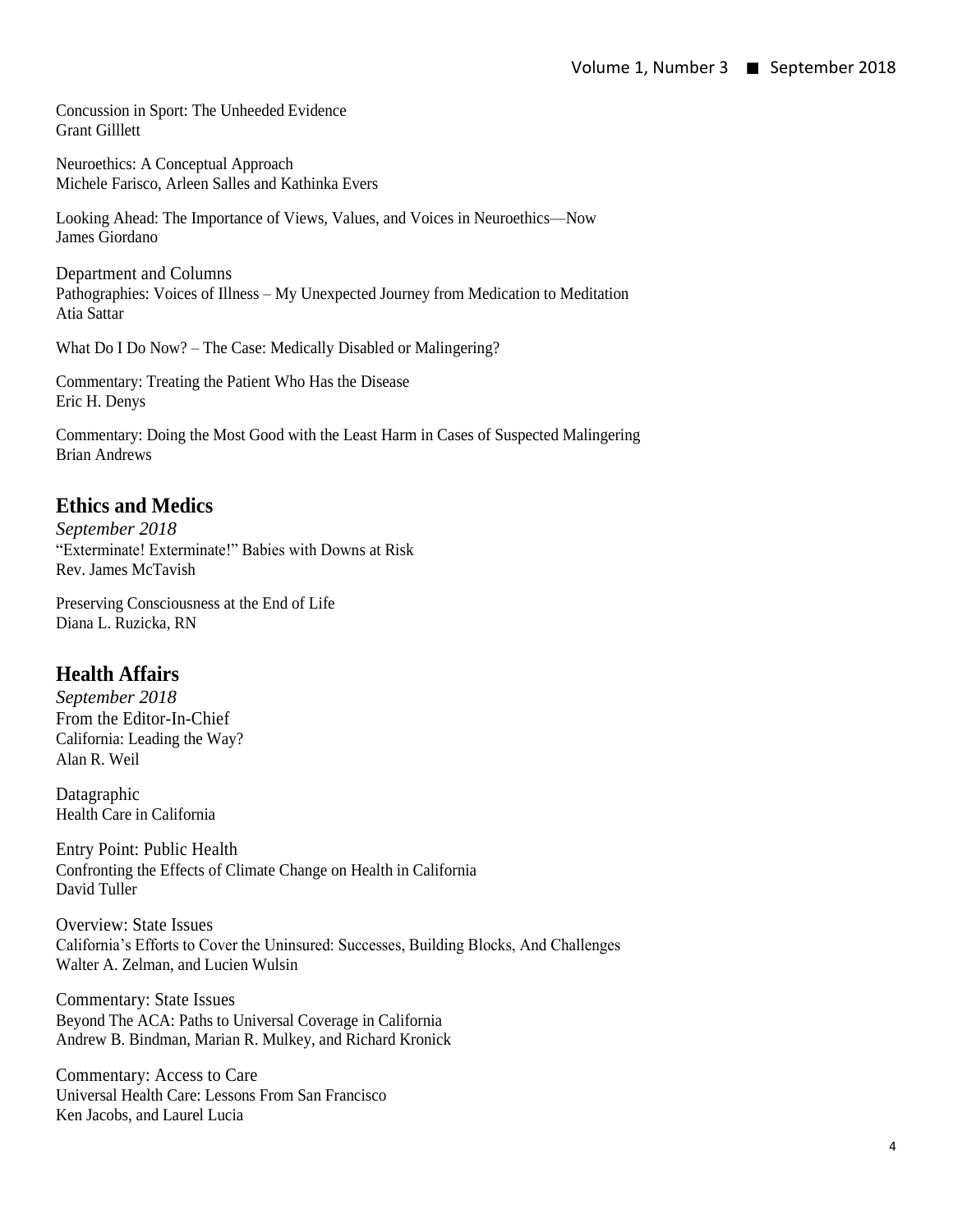Concussion in Sport: The Unheeded Evidence
Grant Gilllett

Neuroethics: A Conceptual Approach
Michele Farisco, Arleen Salles and Kathinka Evers

Looking Ahead: The Importance of Views, Values, and Voices in Neuroethics—Now
James Giordano

Department and Columns
Pathographies: Voices of Illness – My Unexpected Journey from Medication to Meditation
Atia Sattar

What Do I Do Now? – The Case: Medically Disabled or Malingering?

Commentary: Treating the Patient Who Has the Disease
Eric H. Denys

Commentary: Doing the Most Good with the Least Harm in Cases of Suspected Malingering
Brian Andrews

## Ethics and Medics

*September 2018*
"Exterminate! Exterminate!" Babies with Downs at Risk
Rev. James McTavish

Preserving Consciousness at the End of Life
Diana L. Ruzicka, RN

## Health Affairs

*September 2018*
From the Editor-In-Chief
California: Leading the Way?
Alan R. Weil

Datagraphic
Health Care in California

Entry Point: Public Health
Confronting the Effects of Climate Change on Health in California
David Tuller

Overview: State Issues
California's Efforts to Cover the Uninsured: Successes, Building Blocks, And Challenges
Walter A. Zelman, and Lucien Wulsin

Commentary: State Issues
Beyond The ACA: Paths to Universal Coverage in California
Andrew B. Bindman, Marian R. Mulkey, and Richard Kronick

Commentary: Access to Care
Universal Health Care: Lessons From San Francisco
Ken Jacobs, and Laurel Lucia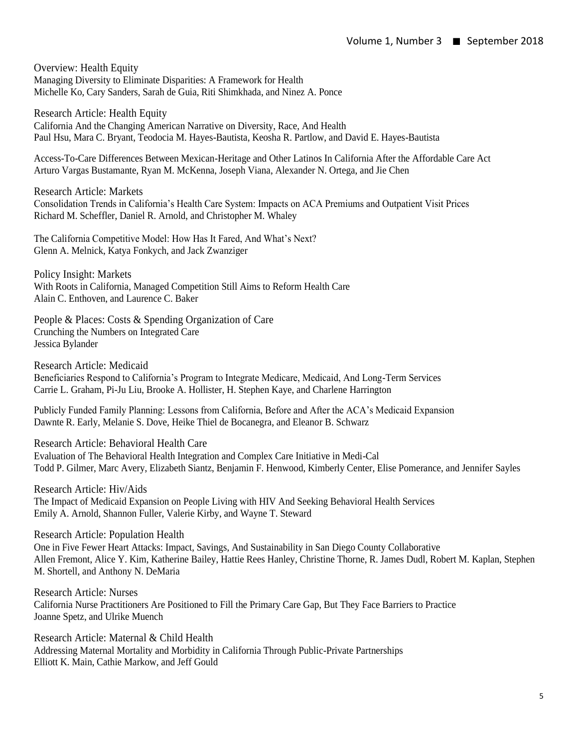Overview: Health Equity
Managing Diversity to Eliminate Disparities: A Framework for Health
Michelle Ko, Cary Sanders, Sarah de Guia, Riti Shimkhada, and Ninez A. Ponce

Research Article: Health Equity
California And the Changing American Narrative on Diversity, Race, And Health
Paul Hsu, Mara C. Bryant, Teodocia M. Hayes-Bautista, Keosha R. Partlow, and David E. Hayes-Bautista

Access-To-Care Differences Between Mexican-Heritage and Other Latinos In California After the Affordable Care Act
Arturo Vargas Bustamante, Ryan M. McKenna, Joseph Viana, Alexander N. Ortega, and Jie Chen

Research Article: Markets
Consolidation Trends in California's Health Care System: Impacts on ACA Premiums and Outpatient Visit Prices
Richard M. Scheffler, Daniel R. Arnold, and Christopher M. Whaley

The California Competitive Model: How Has It Fared, And What's Next?
Glenn A. Melnick, Katya Fonkych, and Jack Zwanziger

Policy Insight: Markets
With Roots in California, Managed Competition Still Aims to Reform Health Care
Alain C. Enthoven, and Laurence C. Baker

People & Places: Costs & Spending Organization of Care
Crunching the Numbers on Integrated Care
Jessica Bylander

Research Article: Medicaid
Beneficiaries Respond to California's Program to Integrate Medicare, Medicaid, And Long-Term Services
Carrie L. Graham, Pi-Ju Liu, Brooke A. Hollister, H. Stephen Kaye, and Charlene Harrington

Publicly Funded Family Planning: Lessons from California, Before and After the ACA's Medicaid Expansion
Dawnte R. Early, Melanie S. Dove, Heike Thiel de Bocanegra, and Eleanor B. Schwarz

Research Article: Behavioral Health Care
Evaluation of The Behavioral Health Integration and Complex Care Initiative in Medi-Cal
Todd P. Gilmer, Marc Avery, Elizabeth Siantz, Benjamin F. Henwood, Kimberly Center, Elise Pomerance, and Jennifer Sayles

Research Article: Hiv/Aids
The Impact of Medicaid Expansion on People Living with HIV And Seeking Behavioral Health Services
Emily A. Arnold, Shannon Fuller, Valerie Kirby, and Wayne T. Steward

Research Article: Population Health
One in Five Fewer Heart Attacks: Impact, Savings, And Sustainability in San Diego County Collaborative
Allen Fremont, Alice Y. Kim, Katherine Bailey, Hattie Rees Hanley, Christine Thorne, R. James Dudl, Robert M. Kaplan, Stephen M. Shortell, and Anthony N. DeMaria

Research Article: Nurses
California Nurse Practitioners Are Positioned to Fill the Primary Care Gap, But They Face Barriers to Practice
Joanne Spetz, and Ulrike Muench

Research Article: Maternal & Child Health
Addressing Maternal Mortality and Morbidity in California Through Public-Private Partnerships
Elliott K. Main, Cathie Markow, and Jeff Gould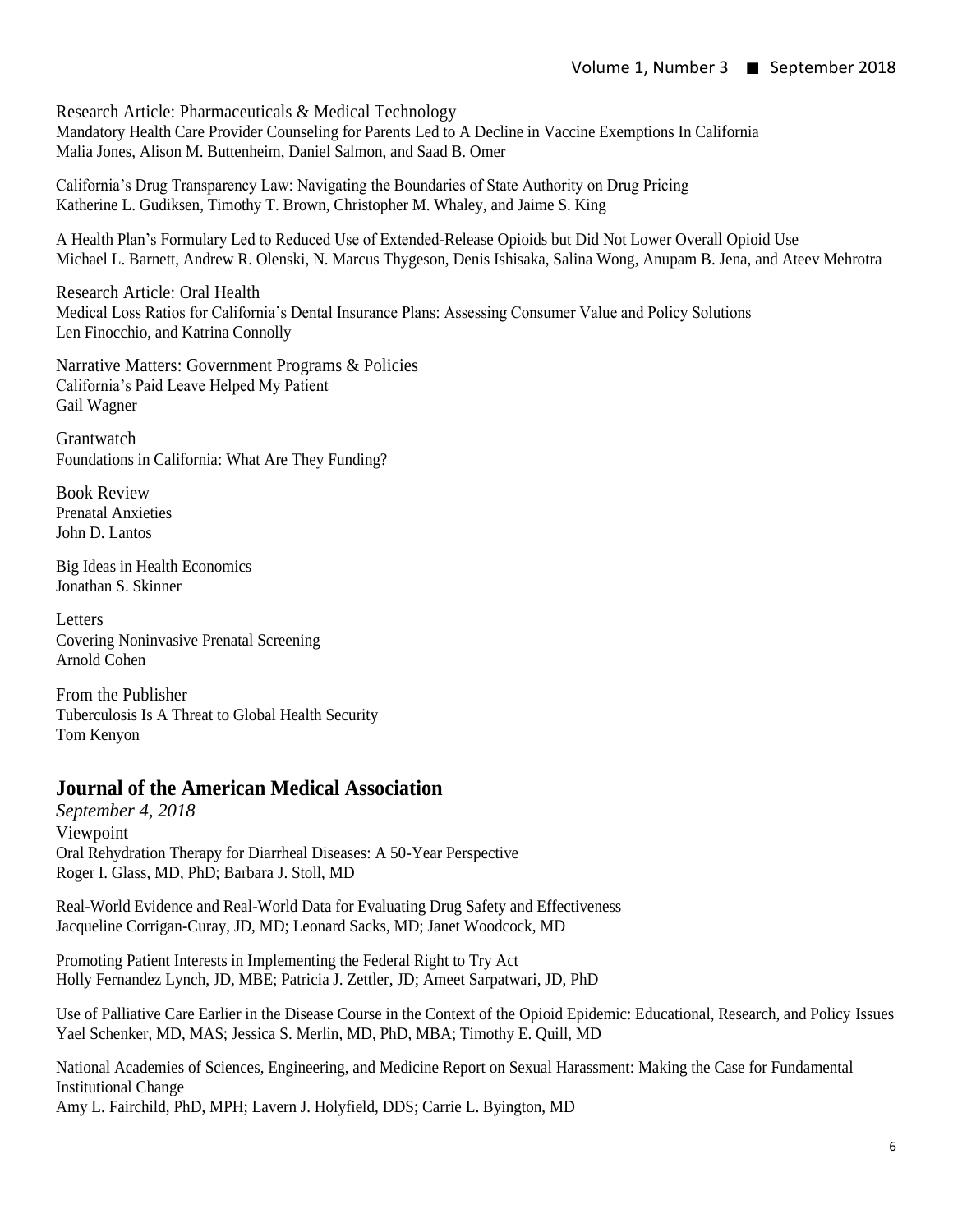Research Article: Pharmaceuticals & Medical Technology
Mandatory Health Care Provider Counseling for Parents Led to A Decline in Vaccine Exemptions In California
Malia Jones, Alison M. Buttenheim, Daniel Salmon, and Saad B. Omer

California's Drug Transparency Law: Navigating the Boundaries of State Authority on Drug Pricing
Katherine L. Gudiksen, Timothy T. Brown, Christopher M. Whaley, and Jaime S. King

A Health Plan's Formulary Led to Reduced Use of Extended-Release Opioids but Did Not Lower Overall Opioid Use
Michael L. Barnett, Andrew R. Olenski, N. Marcus Thygeson, Denis Ishisaka, Salina Wong, Anupam B. Jena, and Ateev Mehrotra

Research Article: Oral Health
Medical Loss Ratios for California's Dental Insurance Plans: Assessing Consumer Value and Policy Solutions
Len Finocchio, and Katrina Connolly

Narrative Matters: Government Programs & Policies
California's Paid Leave Helped My Patient
Gail Wagner

Grantwatch
Foundations in California: What Are They Funding?

Book Review
Prenatal Anxieties
John D. Lantos

Big Ideas in Health Economics
Jonathan S. Skinner

Letters
Covering Noninvasive Prenatal Screening
Arnold Cohen

From the Publisher
Tuberculosis Is A Threat to Global Health Security
Tom Kenyon

## Journal of the American Medical Association

*September 4, 2018*

Viewpoint
Oral Rehydration Therapy for Diarrheal Diseases: A 50-Year Perspective
Roger I. Glass, MD, PhD; Barbara J. Stoll, MD

Real-World Evidence and Real-World Data for Evaluating Drug Safety and Effectiveness
Jacqueline Corrigan-Curay, JD, MD; Leonard Sacks, MD; Janet Woodcock, MD

Promoting Patient Interests in Implementing the Federal Right to Try Act
Holly Fernandez Lynch, JD, MBE; Patricia J. Zettler, JD; Ameet Sarpatwari, JD, PhD

Use of Palliative Care Earlier in the Disease Course in the Context of the Opioid Epidemic: Educational, Research, and Policy Issues
Yael Schenker, MD, MAS; Jessica S. Merlin, MD, PhD, MBA; Timothy E. Quill, MD

National Academies of Sciences, Engineering, and Medicine Report on Sexual Harassment: Making the Case for Fundamental Institutional Change
Amy L. Fairchild, PhD, MPH; Lavern J. Holyfield, DDS; Carrie L. Byington, MD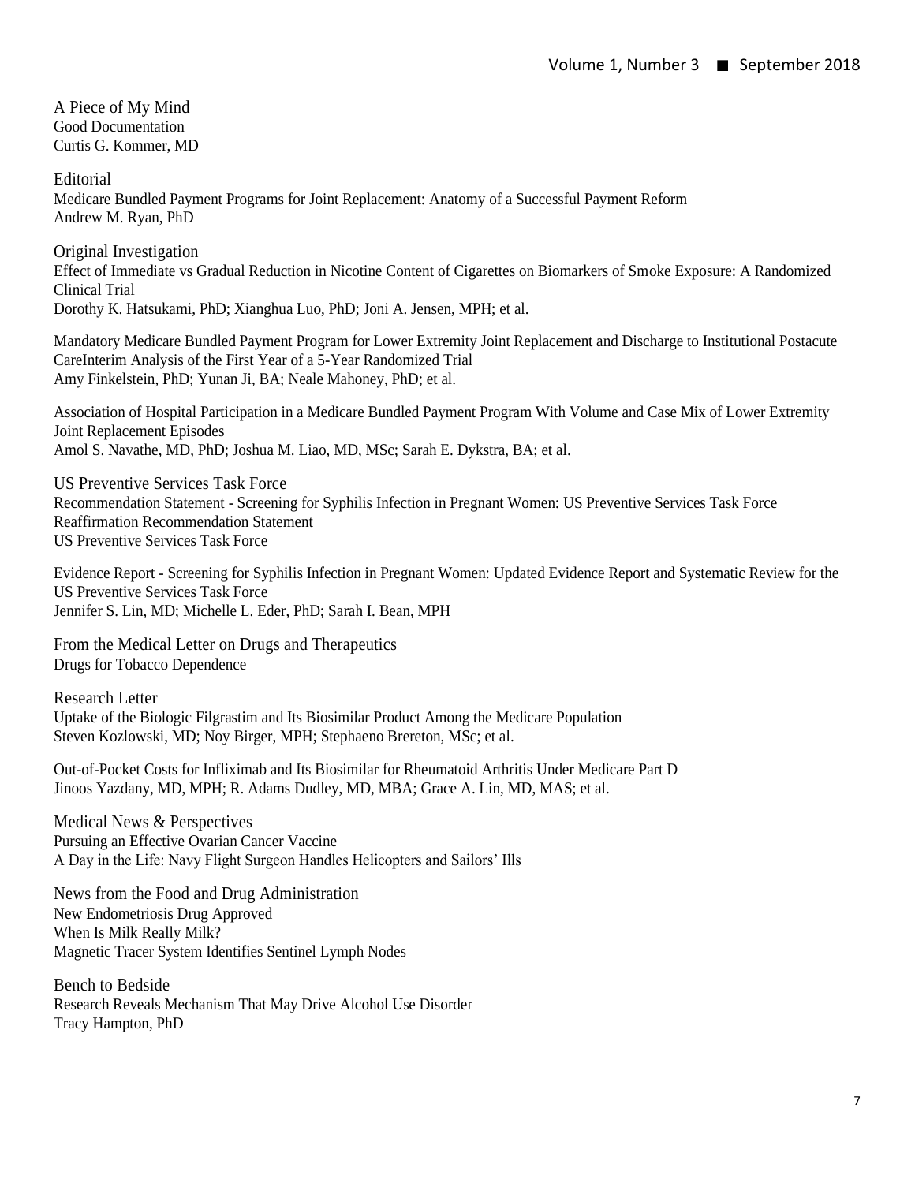## A Piece of My Mind

Good Documentation
Curtis G. Kommer, MD

## Editorial

Medicare Bundled Payment Programs for Joint Replacement: Anatomy of a Successful Payment Reform
Andrew M. Ryan, PhD

## Original Investigation

Effect of Immediate vs Gradual Reduction in Nicotine Content of Cigarettes on Biomarkers of Smoke Exposure: A Randomized Clinical Trial
Dorothy K. Hatsukami, PhD; Xianghua Luo, PhD; Joni A. Jensen, MPH; et al.

Mandatory Medicare Bundled Payment Program for Lower Extremity Joint Replacement and Discharge to Institutional Postacute CareInterim Analysis of the First Year of a 5-Year Randomized Trial
Amy Finkelstein, PhD; Yunan Ji, BA; Neale Mahoney, PhD; et al.

Association of Hospital Participation in a Medicare Bundled Payment Program With Volume and Case Mix of Lower Extremity Joint Replacement Episodes
Amol S. Navathe, MD, PhD; Joshua M. Liao, MD, MSc; Sarah E. Dykstra, BA; et al.

## US Preventive Services Task Force

Recommendation Statement - Screening for Syphilis Infection in Pregnant Women: US Preventive Services Task Force Reaffirmation Recommendation Statement
US Preventive Services Task Force

Evidence Report - Screening for Syphilis Infection in Pregnant Women: Updated Evidence Report and Systematic Review for the US Preventive Services Task Force
Jennifer S. Lin, MD; Michelle L. Eder, PhD; Sarah I. Bean, MPH

## From the Medical Letter on Drugs and Therapeutics

Drugs for Tobacco Dependence

## Research Letter

Uptake of the Biologic Filgrastim and Its Biosimilar Product Among the Medicare Population
Steven Kozlowski, MD; Noy Birger, MPH; Stephaeno Brereton, MSc; et al.

Out-of-Pocket Costs for Infliximab and Its Biosimilar for Rheumatoid Arthritis Under Medicare Part D
Jinoos Yazdany, MD, MPH; R. Adams Dudley, MD, MBA; Grace A. Lin, MD, MAS; et al.

## Medical News & Perspectives

Pursuing an Effective Ovarian Cancer Vaccine
A Day in the Life: Navy Flight Surgeon Handles Helicopters and Sailors' Ills

## News from the Food and Drug Administration

New Endometriosis Drug Approved
When Is Milk Really Milk?
Magnetic Tracer System Identifies Sentinel Lymph Nodes

## Bench to Bedside

Research Reveals Mechanism That May Drive Alcohol Use Disorder
Tracy Hampton, PhD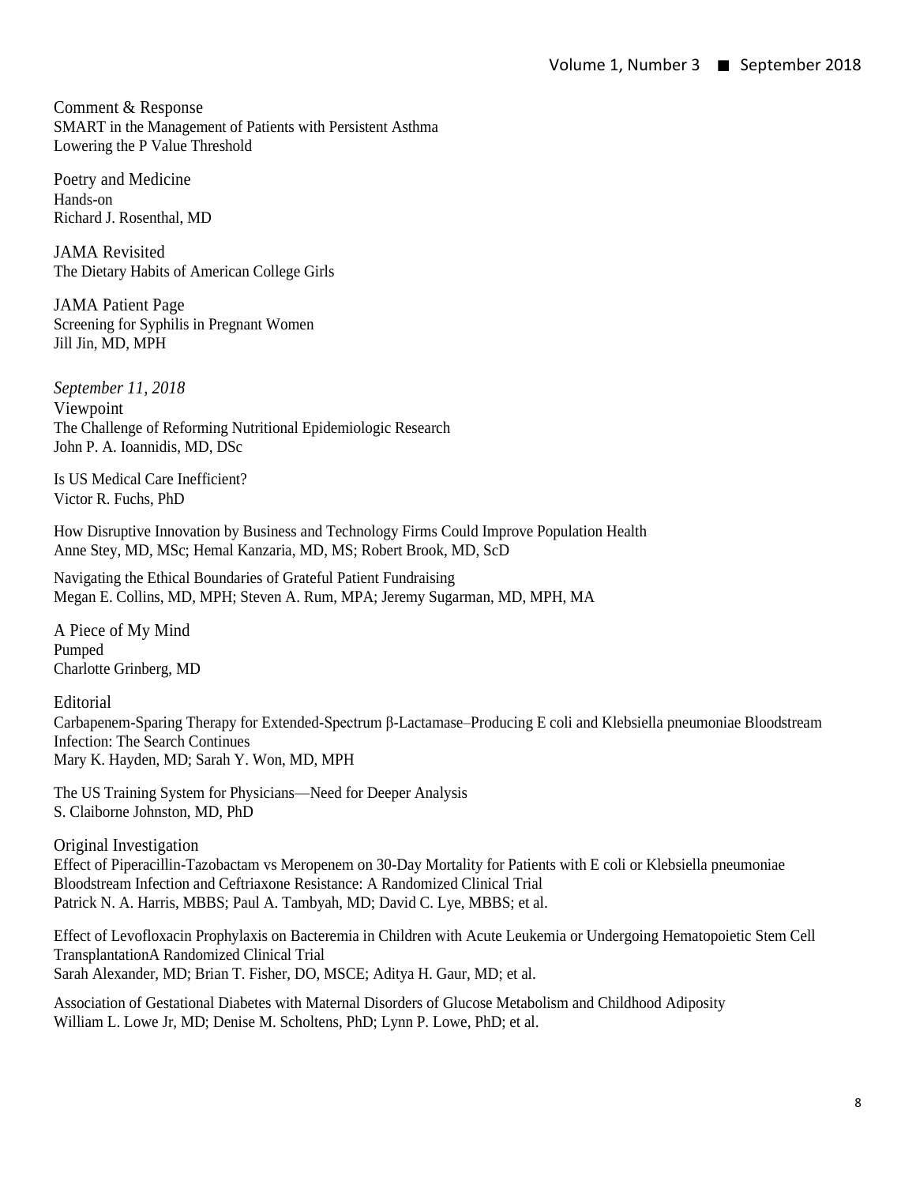### Comment & Response

SMART in the Management of Patients with Persistent Asthma
Lowering the P Value Threshold

### Poetry and Medicine

Hands-on
Richard J. Rosenthal, MD

### JAMA Revisited

The Dietary Habits of American College Girls

### JAMA Patient Page

Screening for Syphilis in Pregnant Women
Jill Jin, MD, MPH

*September 11, 2018*

### Viewpoint

The Challenge of Reforming Nutritional Epidemiologic Research
John P. A. Ioannidis, MD, DSc

Is US Medical Care Inefficient?
Victor R. Fuchs, PhD

How Disruptive Innovation by Business and Technology Firms Could Improve Population Health
Anne Stey, MD, MSc; Hemal Kanzaria, MD, MS; Robert Brook, MD, ScD

Navigating the Ethical Boundaries of Grateful Patient Fundraising
Megan E. Collins, MD, MPH; Steven A. Rum, MPA; Jeremy Sugarman, MD, MPH, MA

### A Piece of My Mind

Pumped
Charlotte Grinberg, MD

### Editorial

Carbapenem-Sparing Therapy for Extended-Spectrum β-Lactamase–Producing E coli and Klebsiella pneumoniae Bloodstream Infection: The Search Continues
Mary K. Hayden, MD; Sarah Y. Won, MD, MPH

The US Training System for Physicians—Need for Deeper Analysis
S. Claiborne Johnston, MD, PhD

### Original Investigation

Effect of Piperacillin-Tazobactam vs Meropenem on 30-Day Mortality for Patients with E coli or Klebsiella pneumoniae Bloodstream Infection and Ceftriaxone Resistance: A Randomized Clinical Trial
Patrick N. A. Harris, MBBS; Paul A. Tambyah, MD; David C. Lye, MBBS; et al.

Effect of Levofloxacin Prophylaxis on Bacteremia in Children with Acute Leukemia or Undergoing Hematopoietic Stem Cell TransplantationA Randomized Clinical Trial
Sarah Alexander, MD; Brian T. Fisher, DO, MSCE; Aditya H. Gaur, MD; et al.

Association of Gestational Diabetes with Maternal Disorders of Glucose Metabolism and Childhood Adiposity
William L. Lowe Jr, MD; Denise M. Scholtens, PhD; Lynn P. Lowe, PhD; et al.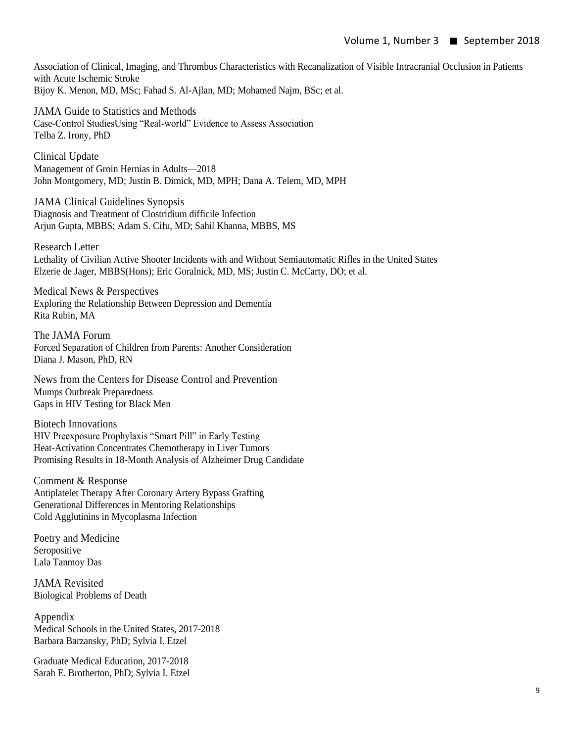Association of Clinical, Imaging, and Thrombus Characteristics with Recanalization of Visible Intracranial Occlusion in Patients with Acute Ischemic Stroke
Bijoy K. Menon, MD, MSc; Fahad S. Al-Ajlan, MD; Mohamed Najm, BSc; et al.

### JAMA Guide to Statistics and Methods

Case-Control StudiesUsing "Real-world" Evidence to Assess Association
Telba Z. Irony, PhD

### Clinical Update

Management of Groin Hernias in Adults—2018
John Montgomery, MD; Justin B. Dimick, MD, MPH; Dana A. Telem, MD, MPH

### JAMA Clinical Guidelines Synopsis

Diagnosis and Treatment of Clostridium difficile Infection
Arjun Gupta, MBBS; Adam S. Cifu, MD; Sahil Khanna, MBBS, MS

### Research Letter

Lethality of Civilian Active Shooter Incidents with and Without Semiautomatic Rifles in the United States
Elzerie de Jager, MBBS(Hons); Eric Goralnick, MD, MS; Justin C. McCarty, DO; et al.

### Medical News & Perspectives

Exploring the Relationship Between Depression and Dementia
Rita Rubin, MA

### The JAMA Forum

Forced Separation of Children from Parents: Another Consideration
Diana J. Mason, PhD, RN

### News from the Centers for Disease Control and Prevention

Mumps Outbreak Preparedness
Gaps in HIV Testing for Black Men

### Biotech Innovations

HIV Preexposure Prophylaxis "Smart Pill" in Early Testing
Heat-Activation Concentrates Chemotherapy in Liver Tumors
Promising Results in 18-Month Analysis of Alzheimer Drug Candidate

### Comment & Response

Antiplatelet Therapy After Coronary Artery Bypass Grafting
Generational Differences in Mentoring Relationships
Cold Agglutinins in Mycoplasma Infection

### Poetry and Medicine

Seropositive
Lala Tanmoy Das

### JAMA Revisited

Biological Problems of Death

### Appendix

Medical Schools in the United States, 2017-2018
Barbara Barzansky, PhD; Sylvia I. Etzel

Graduate Medical Education, 2017-2018
Sarah E. Brotherton, PhD; Sylvia I. Etzel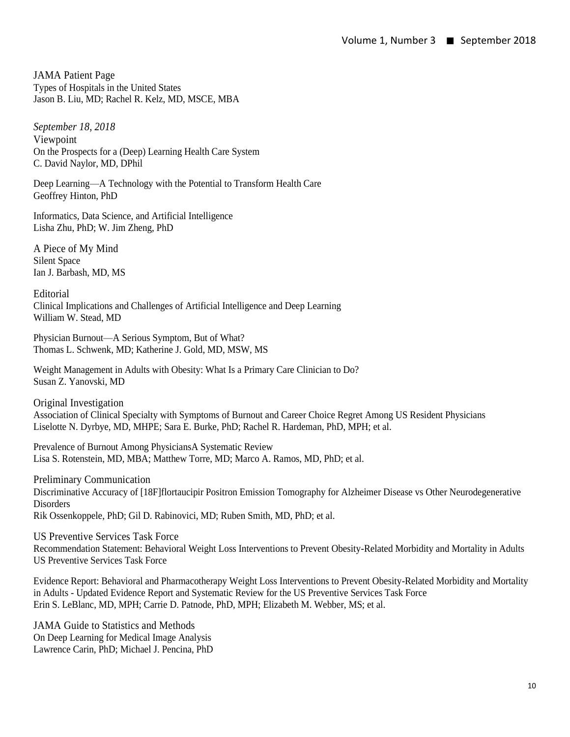JAMA Patient Page
Types of Hospitals in the United States
Jason B. Liu, MD; Rachel R. Kelz, MD, MSCE, MBA

*September 18, 2018*

Viewpoint
On the Prospects for a (Deep) Learning Health Care System
C. David Naylor, MD, DPhil

Deep Learning—A Technology with the Potential to Transform Health Care
Geoffrey Hinton, PhD

Informatics, Data Science, and Artificial Intelligence
Lisha Zhu, PhD; W. Jim Zheng, PhD

A Piece of My Mind
Silent Space
Ian J. Barbash, MD, MS

Editorial
Clinical Implications and Challenges of Artificial Intelligence and Deep Learning
William W. Stead, MD

Physician Burnout—A Serious Symptom, But of What?
Thomas L. Schwenk, MD; Katherine J. Gold, MD, MSW, MS

Weight Management in Adults with Obesity: What Is a Primary Care Clinician to Do?
Susan Z. Yanovski, MD

Original Investigation
Association of Clinical Specialty with Symptoms of Burnout and Career Choice Regret Among US Resident Physicians
Liselotte N. Dyrbye, MD, MHPE; Sara E. Burke, PhD; Rachel R. Hardeman, PhD, MPH; et al.

Prevalence of Burnout Among PhysiciansA Systematic Review
Lisa S. Rotenstein, MD, MBA; Matthew Torre, MD; Marco A. Ramos, MD, PhD; et al.

Preliminary Communication
Discriminative Accuracy of [18F]flortaucipir Positron Emission Tomography for Alzheimer Disease vs Other Neurodegenerative Disorders
Rik Ossenkoppele, PhD; Gil D. Rabinovici, MD; Ruben Smith, MD, PhD; et al.

US Preventive Services Task Force
Recommendation Statement: Behavioral Weight Loss Interventions to Prevent Obesity-Related Morbidity and Mortality in Adults
US Preventive Services Task Force

Evidence Report: Behavioral and Pharmacotherapy Weight Loss Interventions to Prevent Obesity-Related Morbidity and Mortality in Adults - Updated Evidence Report and Systematic Review for the US Preventive Services Task Force
Erin S. LeBlanc, MD, MPH; Carrie D. Patnode, PhD, MPH; Elizabeth M. Webber, MS; et al.

JAMA Guide to Statistics and Methods
On Deep Learning for Medical Image Analysis
Lawrence Carin, PhD; Michael J. Pencina, PhD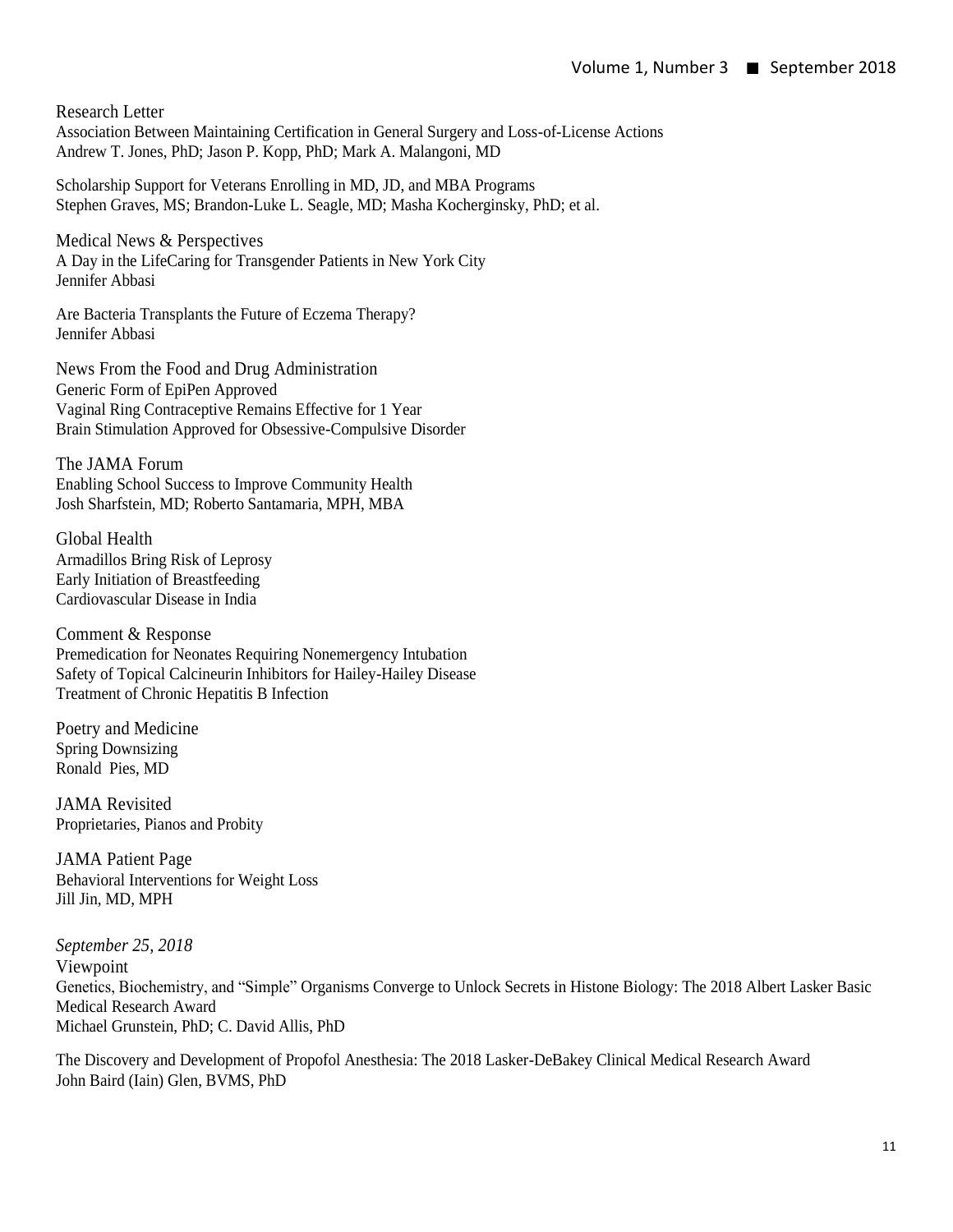### Research Letter

Association Between Maintaining Certification in General Surgery and Loss-of-License Actions
Andrew T. Jones, PhD; Jason P. Kopp, PhD; Mark A. Malangoni, MD

Scholarship Support for Veterans Enrolling in MD, JD, and MBA Programs
Stephen Graves, MS; Brandon-Luke L. Seagle, MD; Masha Kocherginsky, PhD; et al.

### Medical News & Perspectives

A Day in the LifeCaring for Transgender Patients in New York City
Jennifer Abbasi

Are Bacteria Transplants the Future of Eczema Therapy?
Jennifer Abbasi

### News From the Food and Drug Administration

Generic Form of EpiPen Approved
Vaginal Ring Contraceptive Remains Effective for 1 Year
Brain Stimulation Approved for Obsessive-Compulsive Disorder

### The JAMA Forum

Enabling School Success to Improve Community Health
Josh Sharfstein, MD; Roberto Santamaria, MPH, MBA

### Global Health

Armadillos Bring Risk of Leprosy
Early Initiation of Breastfeeding
Cardiovascular Disease in India

### Comment & Response

Premedication for Neonates Requiring Nonemergency Intubation
Safety of Topical Calcineurin Inhibitors for Hailey-Hailey Disease
Treatment of Chronic Hepatitis B Infection

### Poetry and Medicine

Spring Downsizing
Ronald Pies, MD

### JAMA Revisited

Proprietaries, Pianos and Probity

### JAMA Patient Page

Behavioral Interventions for Weight Loss
Jill Jin, MD, MPH

*September 25, 2018*

### Viewpoint

Genetics, Biochemistry, and "Simple" Organisms Converge to Unlock Secrets in Histone Biology: The 2018 Albert Lasker Basic Medical Research Award
Michael Grunstein, PhD; C. David Allis, PhD

The Discovery and Development of Propofol Anesthesia: The 2018 Lasker-DeBakey Clinical Medical Research Award
John Baird (Iain) Glen, BVMS, PhD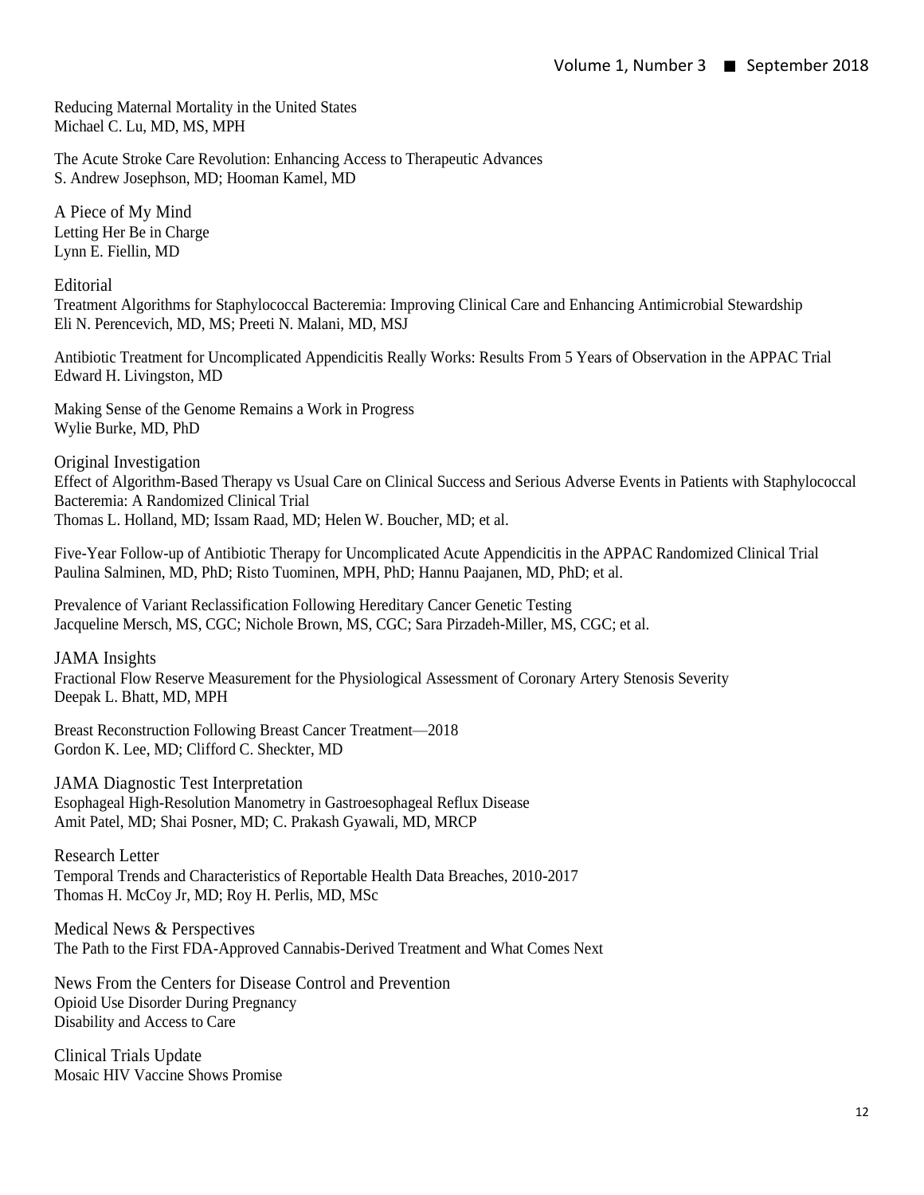Reducing Maternal Mortality in the United States
Michael C. Lu, MD, MS, MPH

The Acute Stroke Care Revolution: Enhancing Access to Therapeutic Advances
S. Andrew Josephson, MD; Hooman Kamel, MD

## A Piece of My Mind

Letting Her Be in Charge
Lynn E. Fiellin, MD

## Editorial

Treatment Algorithms for Staphylococcal Bacteremia: Improving Clinical Care and Enhancing Antimicrobial Stewardship
Eli N. Perencevich, MD, MS; Preeti N. Malani, MD, MSJ

Antibiotic Treatment for Uncomplicated Appendicitis Really Works: Results From 5 Years of Observation in the APPAC Trial
Edward H. Livingston, MD

Making Sense of the Genome Remains a Work in Progress
Wylie Burke, MD, PhD

## Original Investigation

Effect of Algorithm-Based Therapy vs Usual Care on Clinical Success and Serious Adverse Events in Patients with Staphylococcal Bacteremia: A Randomized Clinical Trial
Thomas L. Holland, MD; Issam Raad, MD; Helen W. Boucher, MD; et al.

Five-Year Follow-up of Antibiotic Therapy for Uncomplicated Acute Appendicitis in the APPAC Randomized Clinical Trial
Paulina Salminen, MD, PhD; Risto Tuominen, MPH, PhD; Hannu Paajanen, MD, PhD; et al.

Prevalence of Variant Reclassification Following Hereditary Cancer Genetic Testing
Jacqueline Mersch, MS, CGC; Nichole Brown, MS, CGC; Sara Pirzadeh-Miller, MS, CGC; et al.

## JAMA Insights

Fractional Flow Reserve Measurement for the Physiological Assessment of Coronary Artery Stenosis Severity
Deepak L. Bhatt, MD, MPH

Breast Reconstruction Following Breast Cancer Treatment—2018
Gordon K. Lee, MD; Clifford C. Sheckter, MD

## JAMA Diagnostic Test Interpretation

Esophageal High-Resolution Manometry in Gastroesophageal Reflux Disease
Amit Patel, MD; Shai Posner, MD; C. Prakash Gyawali, MD, MRCP

## Research Letter

Temporal Trends and Characteristics of Reportable Health Data Breaches, 2010-2017
Thomas H. McCoy Jr, MD; Roy H. Perlis, MD, MSc

## Medical News & Perspectives

The Path to the First FDA-Approved Cannabis-Derived Treatment and What Comes Next

## News From the Centers for Disease Control and Prevention

Opioid Use Disorder During Pregnancy
Disability and Access to Care

## Clinical Trials Update

Mosaic HIV Vaccine Shows Promise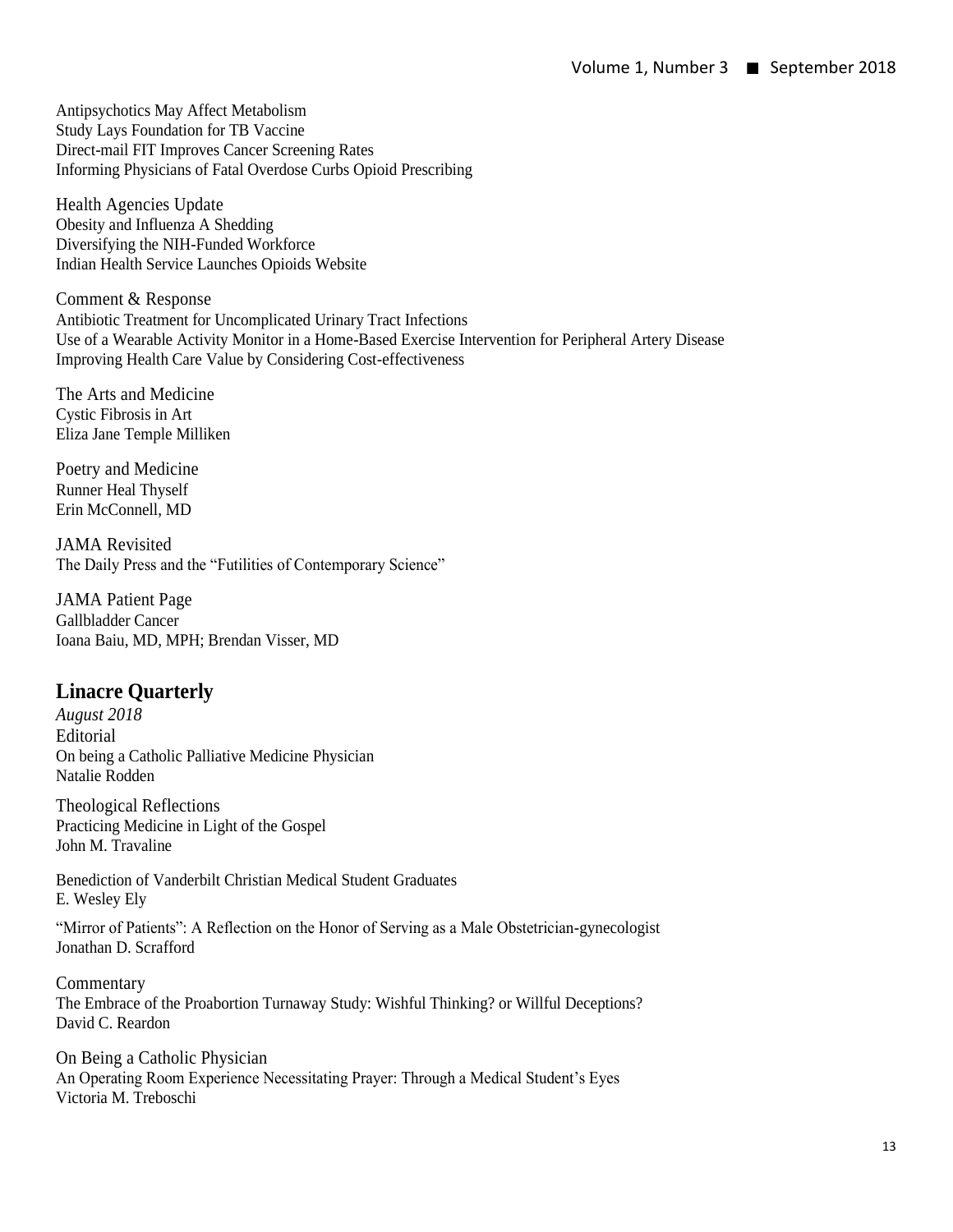Antipsychotics May Affect Metabolism
Study Lays Foundation for TB Vaccine
Direct-mail FIT Improves Cancer Screening Rates
Informing Physicians of Fatal Overdose Curbs Opioid Prescribing

Health Agencies Update
Obesity and Influenza A Shedding
Diversifying the NIH-Funded Workforce
Indian Health Service Launches Opioids Website

Comment & Response
Antibiotic Treatment for Uncomplicated Urinary Tract Infections
Use of a Wearable Activity Monitor in a Home-Based Exercise Intervention for Peripheral Artery Disease
Improving Health Care Value by Considering Cost-effectiveness

The Arts and Medicine
Cystic Fibrosis in Art
Eliza Jane Temple Milliken

Poetry and Medicine
Runner Heal Thyself
Erin McConnell, MD

JAMA Revisited
The Daily Press and the "Futilities of Contemporary Science"

JAMA Patient Page
Gallbladder Cancer
Ioana Baiu, MD, MPH; Brendan Visser, MD

## Linacre Quarterly

*August 2018*

Editorial
On being a Catholic Palliative Medicine Physician
Natalie Rodden

Theological Reflections
Practicing Medicine in Light of the Gospel
John M. Travaline

Benediction of Vanderbilt Christian Medical Student Graduates
E. Wesley Ely

"Mirror of Patients": A Reflection on the Honor of Serving as a Male Obstetrician-gynecologist
Jonathan D. Scrafford

Commentary
The Embrace of the Proabortion Turnaway Study: Wishful Thinking? or Willful Deceptions?
David C. Reardon

On Being a Catholic Physician
An Operating Room Experience Necessitating Prayer: Through a Medical Student's Eyes
Victoria M. Treboschi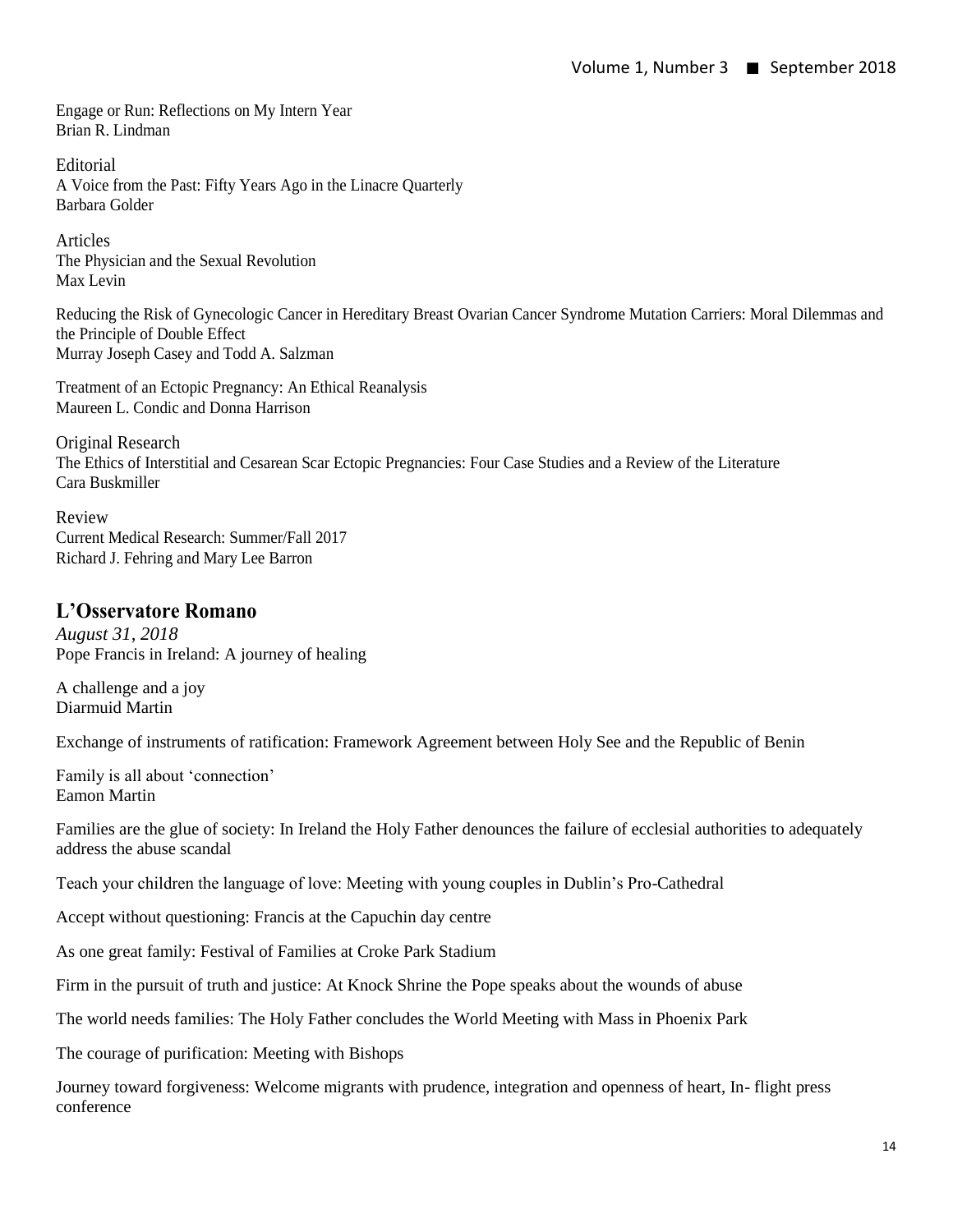Engage or Run: Reflections on My Intern Year
Brian R. Lindman

Editorial
A Voice from the Past: Fifty Years Ago in the Linacre Quarterly
Barbara Golder

Articles
The Physician and the Sexual Revolution
Max Levin

Reducing the Risk of Gynecologic Cancer in Hereditary Breast Ovarian Cancer Syndrome Mutation Carriers: Moral Dilemmas and the Principle of Double Effect
Murray Joseph Casey and Todd A. Salzman

Treatment of an Ectopic Pregnancy: An Ethical Reanalysis
Maureen L. Condic and Donna Harrison

Original Research
The Ethics of Interstitial and Cesarean Scar Ectopic Pregnancies: Four Case Studies and a Review of the Literature
Cara Buskmiller

Review
Current Medical Research: Summer/Fall 2017
Richard J. Fehring and Mary Lee Barron

## L'Osservatore Romano

*August 31, 2018*
Pope Francis in Ireland: A journey of healing

A challenge and a joy
Diarmuid Martin

Exchange of instruments of ratification: Framework Agreement between Holy See and the Republic of Benin

Family is all about 'connection'
Eamon Martin

Families are the glue of society: In Ireland the Holy Father denounces the failure of ecclesial authorities to adequately address the abuse scandal

Teach your children the language of love: Meeting with young couples in Dublin's Pro-Cathedral

Accept without questioning: Francis at the Capuchin day centre

As one great family: Festival of Families at Croke Park Stadium

Firm in the pursuit of truth and justice: At Knock Shrine the Pope speaks about the wounds of abuse

The world needs families: The Holy Father concludes the World Meeting with Mass in Phoenix Park

The courage of purification: Meeting with Bishops

Journey toward forgiveness: Welcome migrants with prudence, integration and openness of heart, In- flight press conference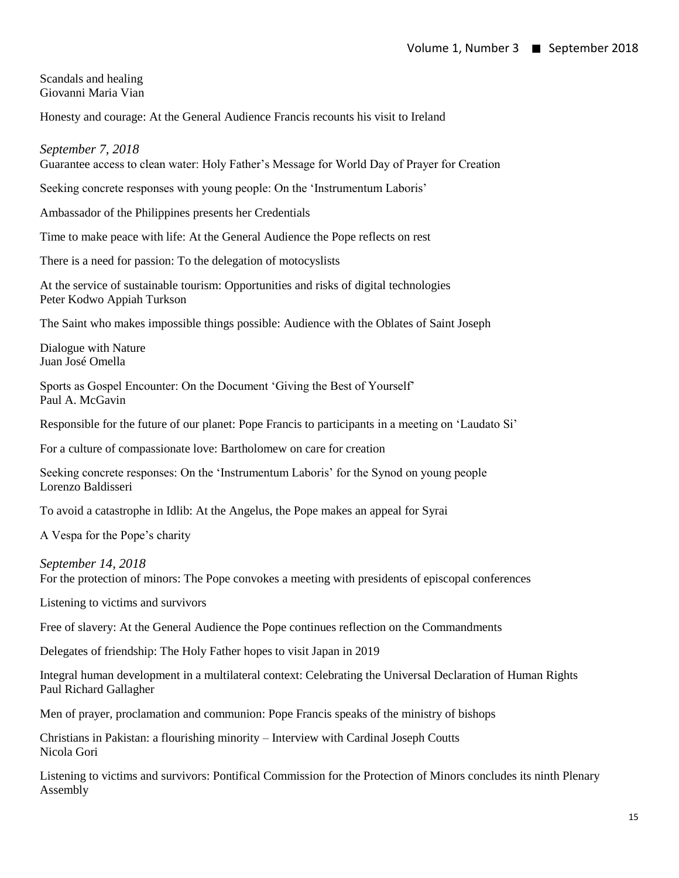Scandals and healing
Giovanni Maria Vian

Honesty and courage: At the General Audience Francis recounts his visit to Ireland

*September 7, 2018*
Guarantee access to clean water: Holy Father's Message for World Day of Prayer for Creation

Seeking concrete responses with young people: On the 'Instrumentum Laboris'

Ambassador of the Philippines presents her Credentials

Time to make peace with life: At the General Audience the Pope reflects on rest

There is a need for passion: To the delegation of motocyslists

At the service of sustainable tourism: Opportunities and risks of digital technologies
Peter Kodwo Appiah Turkson

The Saint who makes impossible things possible: Audience with the Oblates of Saint Joseph

Dialogue with Nature
Juan José Omella

Sports as Gospel Encounter: On the Document 'Giving the Best of Yourself'
Paul A. McGavin

Responsible for the future of our planet: Pope Francis to participants in a meeting on 'Laudato Si'

For a culture of compassionate love: Bartholomew on care for creation

Seeking concrete responses: On the 'Instrumentum Laboris' for the Synod on young people
Lorenzo Baldisseri

To avoid a catastrophe in Idlib: At the Angelus, the Pope makes an appeal for Syrai

A Vespa for the Pope's charity

*September 14, 2018*
For the protection of minors: The Pope convokes a meeting with presidents of episcopal conferences

Listening to victims and survivors

Free of slavery: At the General Audience the Pope continues reflection on the Commandments

Delegates of friendship: The Holy Father hopes to visit Japan in 2019

Integral human development in a multilateral context: Celebrating the Universal Declaration of Human Rights
Paul Richard Gallagher

Men of prayer, proclamation and communion: Pope Francis speaks of the ministry of bishops

Christians in Pakistan: a flourishing minority – Interview with Cardinal Joseph Coutts
Nicola Gori

Listening to victims and survivors: Pontifical Commission for the Protection of Minors concludes its ninth Plenary Assembly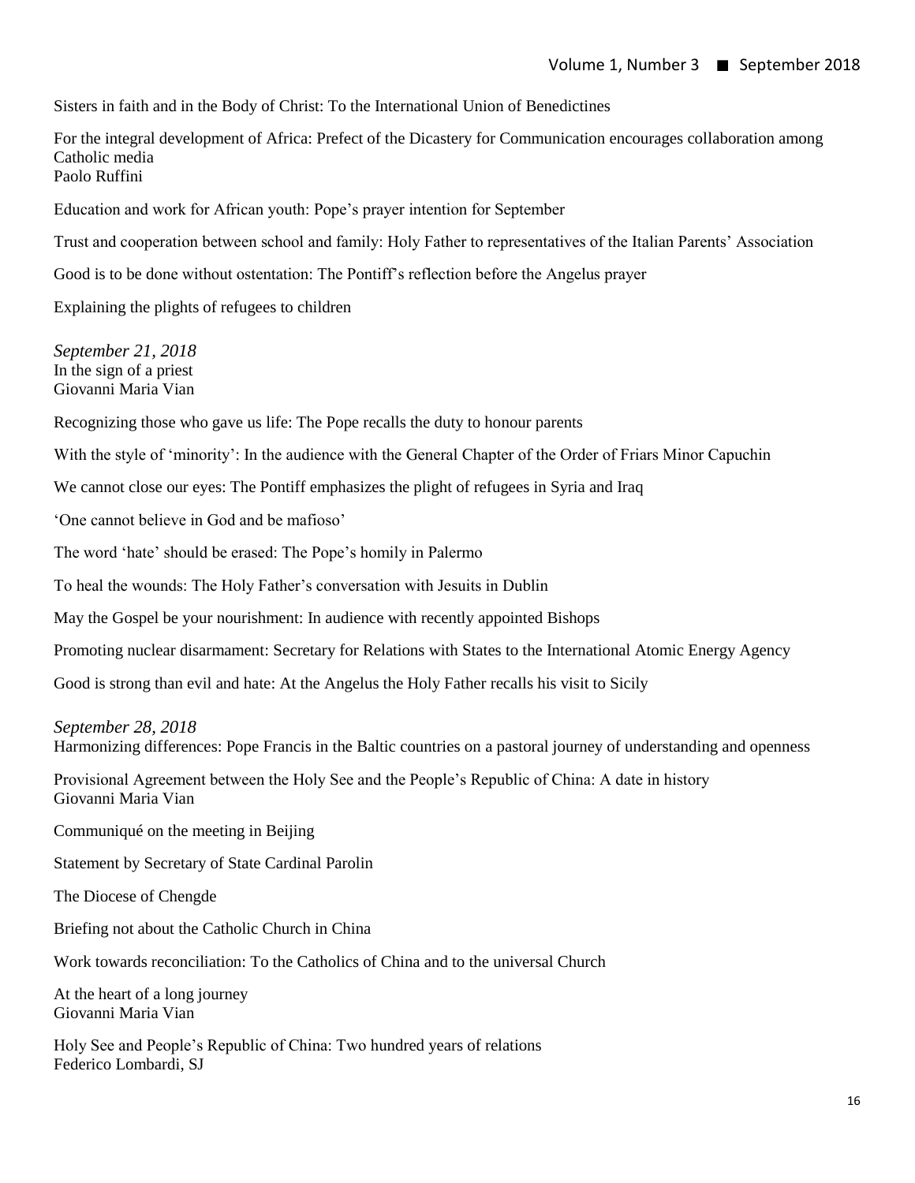Sisters in faith and in the Body of Christ: To the International Union of Benedictines

For the integral development of Africa: Prefect of the Dicastery for Communication encourages collaboration among Catholic media
Paolo Ruffini

Education and work for African youth: Pope's prayer intention for September

Trust and cooperation between school and family: Holy Father to representatives of the Italian Parents' Association

Good is to be done without ostentation: The Pontiff's reflection before the Angelus prayer

Explaining the plights of refugees to children

*September 21, 2018*
In the sign of a priest
Giovanni Maria Vian

Recognizing those who gave us life: The Pope recalls the duty to honour parents

With the style of 'minority': In the audience with the General Chapter of the Order of Friars Minor Capuchin

We cannot close our eyes: The Pontiff emphasizes the plight of refugees in Syria and Iraq

'One cannot believe in God and be mafioso'

The word 'hate' should be erased: The Pope's homily in Palermo

To heal the wounds: The Holy Father's conversation with Jesuits in Dublin

May the Gospel be your nourishment: In audience with recently appointed Bishops

Promoting nuclear disarmament: Secretary for Relations with States to the International Atomic Energy Agency

Good is strong than evil and hate: At the Angelus the Holy Father recalls his visit to Sicily

*September 28, 2018*
Harmonizing differences: Pope Francis in the Baltic countries on a pastoral journey of understanding and openness

Provisional Agreement between the Holy See and the People's Republic of China: A date in history
Giovanni Maria Vian

Communiqué on the meeting in Beijing

Statement by Secretary of State Cardinal Parolin

The Diocese of Chengde

Briefing not about the Catholic Church in China

Work towards reconciliation: To the Catholics of China and to the universal Church

At the heart of a long journey
Giovanni Maria Vian

Holy See and People's Republic of China: Two hundred years of relations
Federico Lombardi, SJ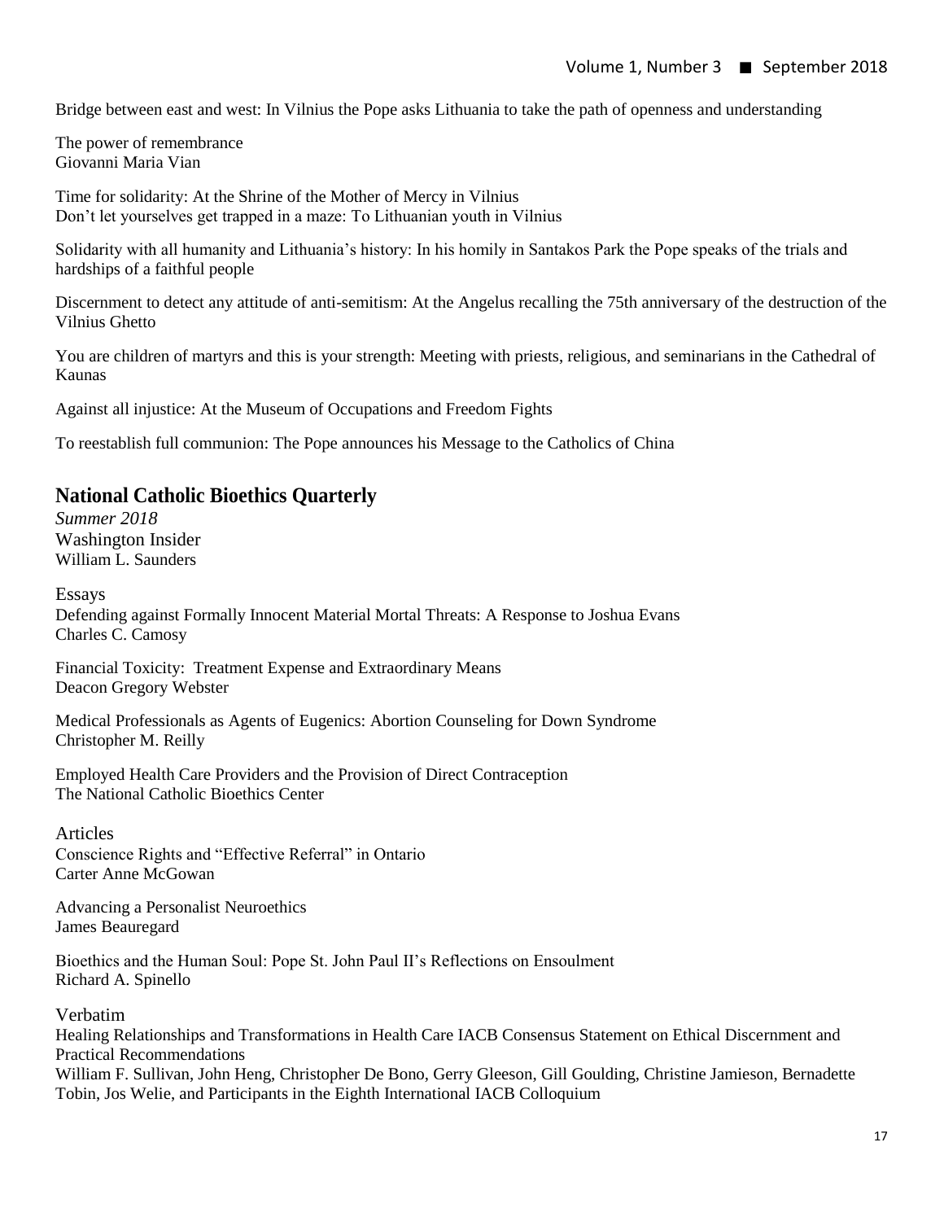Bridge between east and west: In Vilnius the Pope asks Lithuania to take the path of openness and understanding

The power of remembrance
Giovanni Maria Vian

Time for solidarity: At the Shrine of the Mother of Mercy in Vilnius
Don't let yourselves get trapped in a maze: To Lithuanian youth in Vilnius

Solidarity with all humanity and Lithuania's history: In his homily in Santakos Park the Pope speaks of the trials and hardships of a faithful people

Discernment to detect any attitude of anti-semitism: At the Angelus recalling the 75th anniversary of the destruction of the Vilnius Ghetto

You are children of martyrs and this is your strength: Meeting with priests, religious, and seminarians in the Cathedral of Kaunas

Against all injustice: At the Museum of Occupations and Freedom Fights

To reestablish full communion: The Pope announces his Message to the Catholics of China

## National Catholic Bioethics Quarterly

*Summer 2018*
Washington Insider
William L. Saunders

Essays
Defending against Formally Innocent Material Mortal Threats: A Response to Joshua Evans
Charles C. Camosy

Financial Toxicity: Treatment Expense and Extraordinary Means
Deacon Gregory Webster

Medical Professionals as Agents of Eugenics: Abortion Counseling for Down Syndrome
Christopher M. Reilly

Employed Health Care Providers and the Provision of Direct Contraception
The National Catholic Bioethics Center

Articles
Conscience Rights and "Effective Referral" in Ontario
Carter Anne McGowan

Advancing a Personalist Neuroethics
James Beauregard

Bioethics and the Human Soul: Pope St. John Paul II's Reflections on Ensoulment
Richard A. Spinello

Verbatim
Healing Relationships and Transformations in Health Care IACB Consensus Statement on Ethical Discernment and Practical Recommendations
William F. Sullivan, John Heng, Christopher De Bono, Gerry Gleeson, Gill Goulding, Christine Jamieson, Bernadette Tobin, Jos Welie, and Participants in the Eighth International IACB Colloquium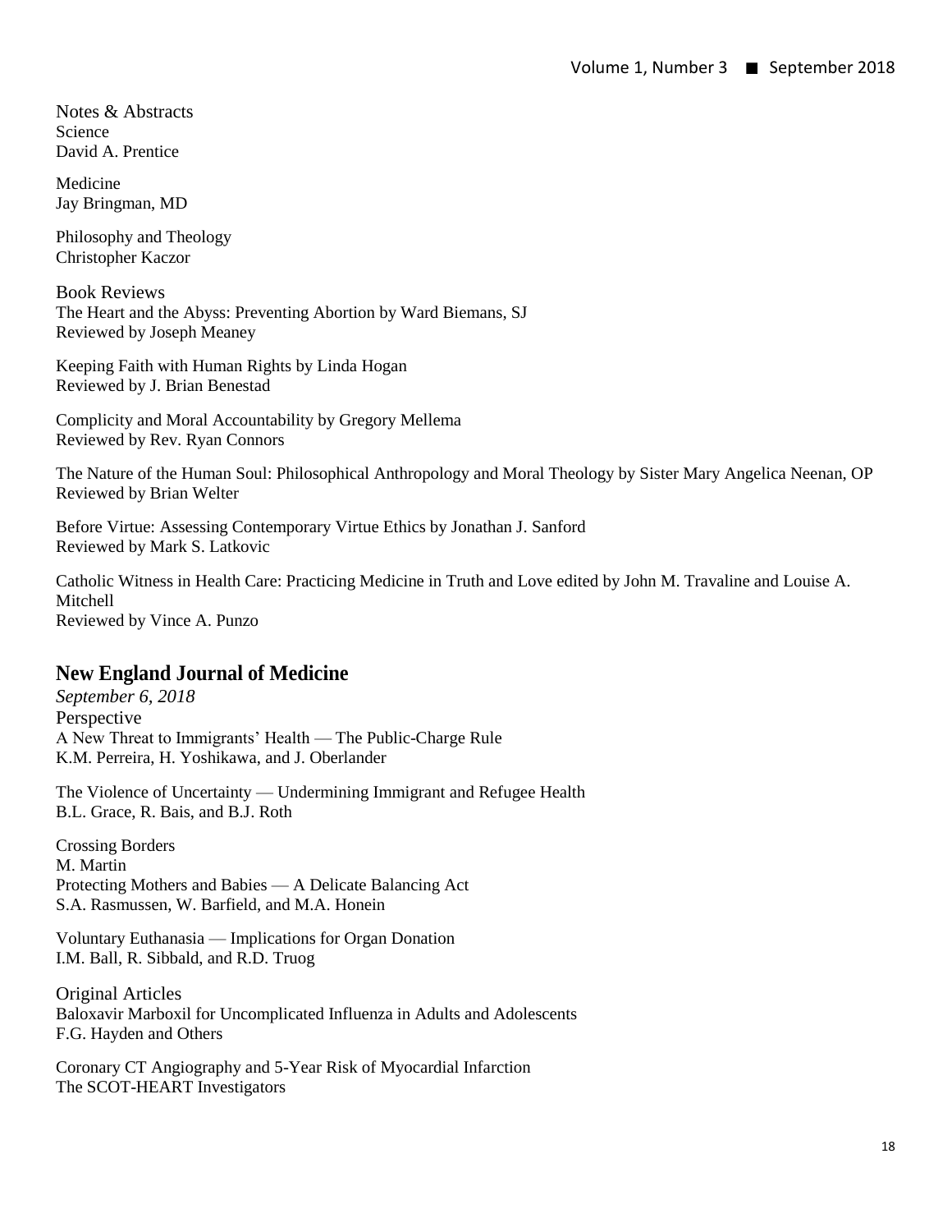Notes & Abstracts
Science
David A. Prentice

Medicine
Jay Bringman, MD

Philosophy and Theology
Christopher Kaczor

Book Reviews
The Heart and the Abyss: Preventing Abortion by Ward Biemans, SJ
Reviewed by Joseph Meaney

Keeping Faith with Human Rights by Linda Hogan
Reviewed by J. Brian Benestad

Complicity and Moral Accountability by Gregory Mellema
Reviewed by Rev. Ryan Connors

The Nature of the Human Soul: Philosophical Anthropology and Moral Theology by Sister Mary Angelica Neenan, OP
Reviewed by Brian Welter

Before Virtue: Assessing Contemporary Virtue Ethics by Jonathan J. Sanford
Reviewed by Mark S. Latkovic

Catholic Witness in Health Care: Practicing Medicine in Truth and Love edited by John M. Travaline and Louise A. Mitchell
Reviewed by Vince A. Punzo

## New England Journal of Medicine

*September 6, 2018*
Perspective
A New Threat to Immigrants' Health — The Public-Charge Rule
K.M. Perreira, H. Yoshikawa, and J. Oberlander

The Violence of Uncertainty — Undermining Immigrant and Refugee Health
B.L. Grace, R. Bais, and B.J. Roth

Crossing Borders
M. Martin
Protecting Mothers and Babies — A Delicate Balancing Act
S.A. Rasmussen, W. Barfield, and M.A. Honein

Voluntary Euthanasia — Implications for Organ Donation
I.M. Ball, R. Sibbald, and R.D. Truog

Original Articles
Baloxavir Marboxil for Uncomplicated Influenza in Adults and Adolescents
F.G. Hayden and Others

Coronary CT Angiography and 5-Year Risk of Myocardial Infarction
The SCOT-HEART Investigators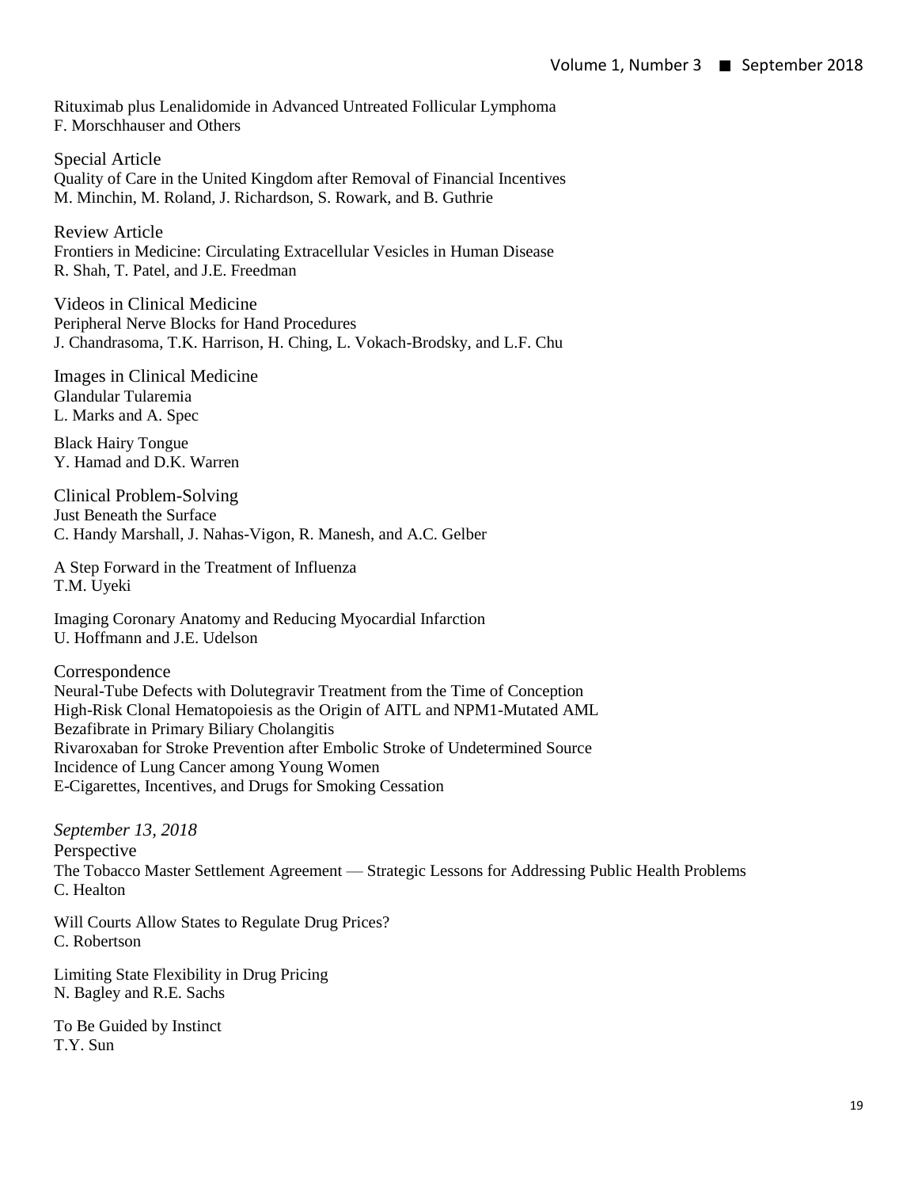Rituximab plus Lenalidomide in Advanced Untreated Follicular Lymphoma
F. Morschhauser and Others

### Special Article

Quality of Care in the United Kingdom after Removal of Financial Incentives
M. Minchin, M. Roland, J. Richardson, S. Rowark, and B. Guthrie

### Review Article

Frontiers in Medicine: Circulating Extracellular Vesicles in Human Disease
R. Shah, T. Patel, and J.E. Freedman

### Videos in Clinical Medicine

Peripheral Nerve Blocks for Hand Procedures
J. Chandrasoma, T.K. Harrison, H. Ching, L. Vokach-Brodsky, and L.F. Chu

### Images in Clinical Medicine

Glandular Tularemia
L. Marks and A. Spec

Black Hairy Tongue
Y. Hamad and D.K. Warren

### Clinical Problem-Solving

Just Beneath the Surface
C. Handy Marshall, J. Nahas-Vigon, R. Manesh, and A.C. Gelber

A Step Forward in the Treatment of Influenza
T.M. Uyeki

Imaging Coronary Anatomy and Reducing Myocardial Infarction
U. Hoffmann and J.E. Udelson

### Correspondence

Neural-Tube Defects with Dolutegravir Treatment from the Time of Conception
High-Risk Clonal Hematopoiesis as the Origin of AITL and NPM1-Mutated AML
Bezafibrate in Primary Biliary Cholangitis
Rivaroxaban for Stroke Prevention after Embolic Stroke of Undetermined Source
Incidence of Lung Cancer among Young Women
E-Cigarettes, Incentives, and Drugs for Smoking Cessation

## *September 13, 2018*

### Perspective

The Tobacco Master Settlement Agreement — Strategic Lessons for Addressing Public Health Problems
C. Healton

Will Courts Allow States to Regulate Drug Prices?
C. Robertson

Limiting State Flexibility in Drug Pricing
N. Bagley and R.E. Sachs

To Be Guided by Instinct
T.Y. Sun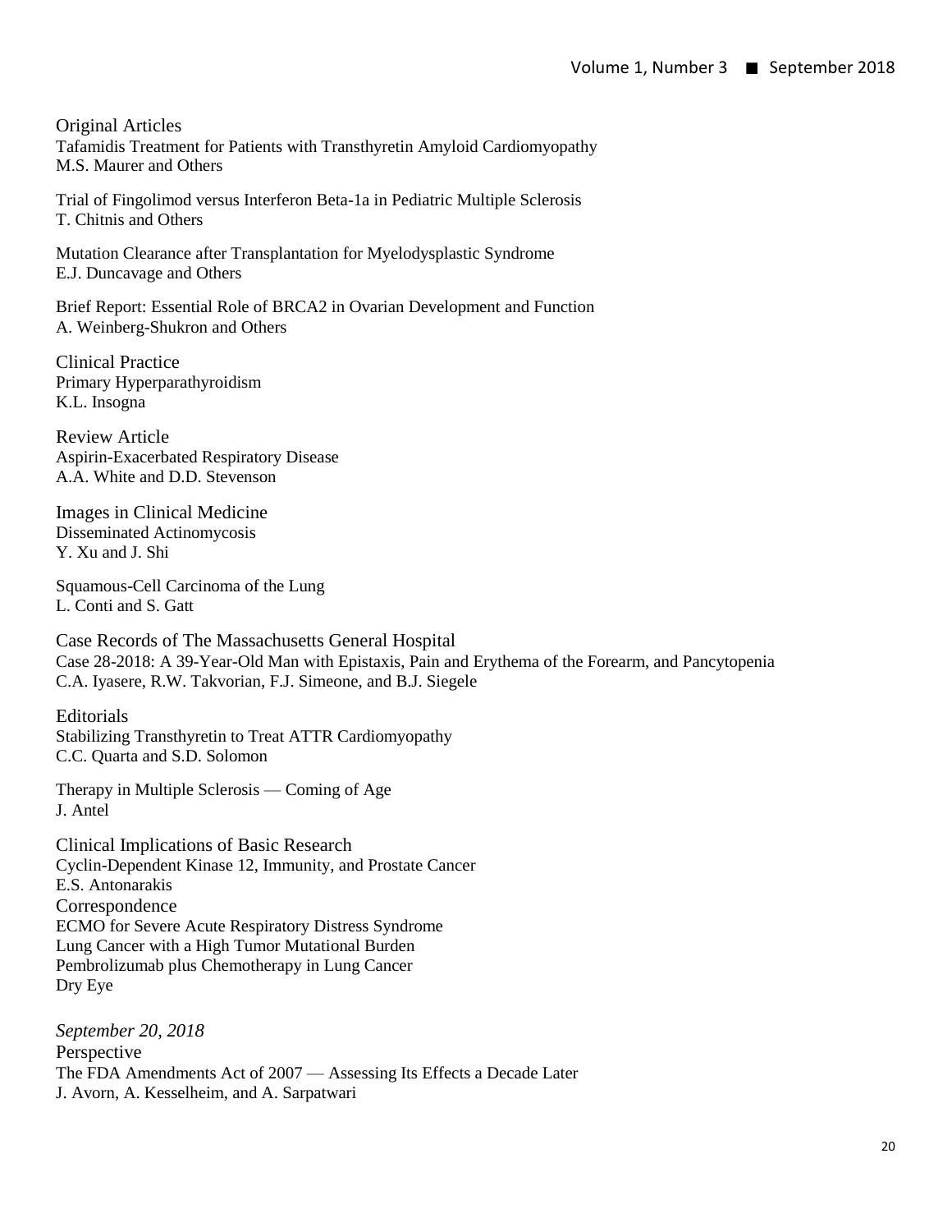## Original Articles

Tafamidis Treatment for Patients with Transthyretin Amyloid Cardiomyopathy
M.S. Maurer and Others

Trial of Fingolimod versus Interferon Beta-1a in Pediatric Multiple Sclerosis
T. Chitnis and Others

Mutation Clearance after Transplantation for Myelodysplastic Syndrome
E.J. Duncavage and Others

Brief Report: Essential Role of BRCA2 in Ovarian Development and Function
A. Weinberg-Shukron and Others

## Clinical Practice

Primary Hyperparathyroidism
K.L. Insogna

## Review Article

Aspirin-Exacerbated Respiratory Disease
A.A. White and D.D. Stevenson

## Images in Clinical Medicine

Disseminated Actinomycosis
Y. Xu and J. Shi

Squamous-Cell Carcinoma of the Lung
L. Conti and S. Gatt

## Case Records of The Massachusetts General Hospital

Case 28-2018: A 39-Year-Old Man with Epistaxis, Pain and Erythema of the Forearm, and Pancytopenia
C.A. Iyasere, R.W. Takvorian, F.J. Simeone, and B.J. Siegele

## Editorials

Stabilizing Transthyretin to Treat ATTR Cardiomyopathy
C.C. Quarta and S.D. Solomon

Therapy in Multiple Sclerosis — Coming of Age
J. Antel

## Clinical Implications of Basic Research

Cyclin-Dependent Kinase 12, Immunity, and Prostate Cancer
E.S. Antonarakis

## Correspondence

ECMO for Severe Acute Respiratory Distress Syndrome
Lung Cancer with a High Tumor Mutational Burden
Pembrolizumab plus Chemotherapy in Lung Cancer
Dry Eye

*September 20, 2018*

## Perspective

The FDA Amendments Act of 2007 — Assessing Its Effects a Decade Later
J. Avorn, A. Kesselheim, and A. Sarpatwari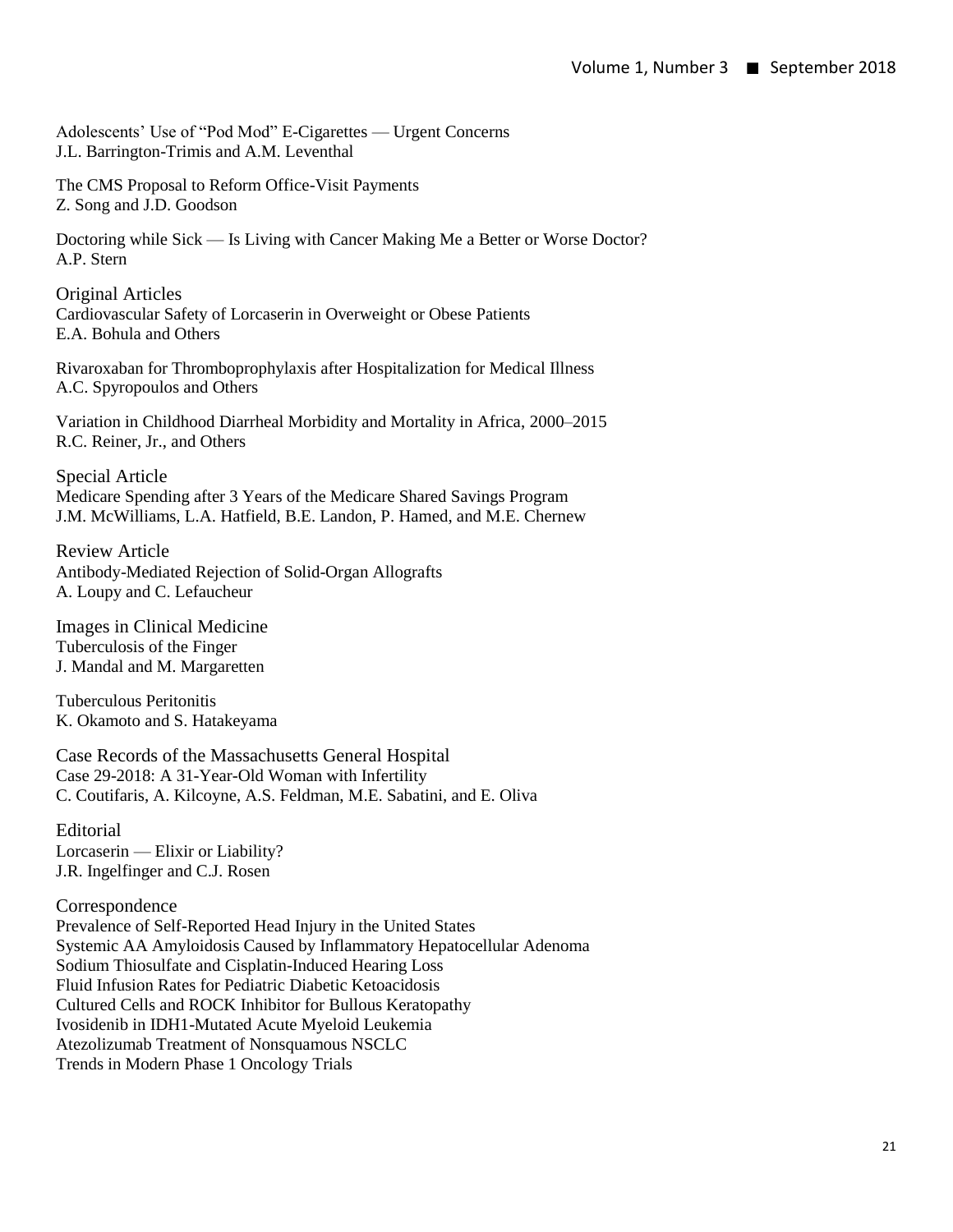Adolescents' Use of "Pod Mod" E-Cigarettes — Urgent Concerns
J.L. Barrington-Trimis and A.M. Leventhal

The CMS Proposal to Reform Office-Visit Payments
Z. Song and J.D. Goodson

Doctoring while Sick — Is Living with Cancer Making Me a Better or Worse Doctor?
A.P. Stern

## Original Articles

Cardiovascular Safety of Lorcaserin in Overweight or Obese Patients
E.A. Bohula and Others

Rivaroxaban for Thromboprophylaxis after Hospitalization for Medical Illness
A.C. Spyropoulos and Others

Variation in Childhood Diarrheal Morbidity and Mortality in Africa, 2000–2015
R.C. Reiner, Jr., and Others

## Special Article

Medicare Spending after 3 Years of the Medicare Shared Savings Program
J.M. McWilliams, L.A. Hatfield, B.E. Landon, P. Hamed, and M.E. Chernew

## Review Article

Antibody-Mediated Rejection of Solid-Organ Allografts
A. Loupy and C. Lefaucheur

## Images in Clinical Medicine

Tuberculosis of the Finger
J. Mandal and M. Margaretten

Tuberculous Peritonitis
K. Okamoto and S. Hatakeyama

## Case Records of the Massachusetts General Hospital

Case 29-2018: A 31-Year-Old Woman with Infertility
C. Coutifaris, A. Kilcoyne, A.S. Feldman, M.E. Sabatini, and E. Oliva

## Editorial

Lorcaserin — Elixir or Liability?
J.R. Ingelfinger and C.J. Rosen

## Correspondence

Prevalence of Self-Reported Head Injury in the United States
Systemic AA Amyloidosis Caused by Inflammatory Hepatocellular Adenoma
Sodium Thiosulfate and Cisplatin-Induced Hearing Loss
Fluid Infusion Rates for Pediatric Diabetic Ketoacidosis
Cultured Cells and ROCK Inhibitor for Bullous Keratopathy
Ivosidenib in IDH1-Mutated Acute Myeloid Leukemia
Atezolizumab Treatment of Nonsquamous NSCLC
Trends in Modern Phase 1 Oncology Trials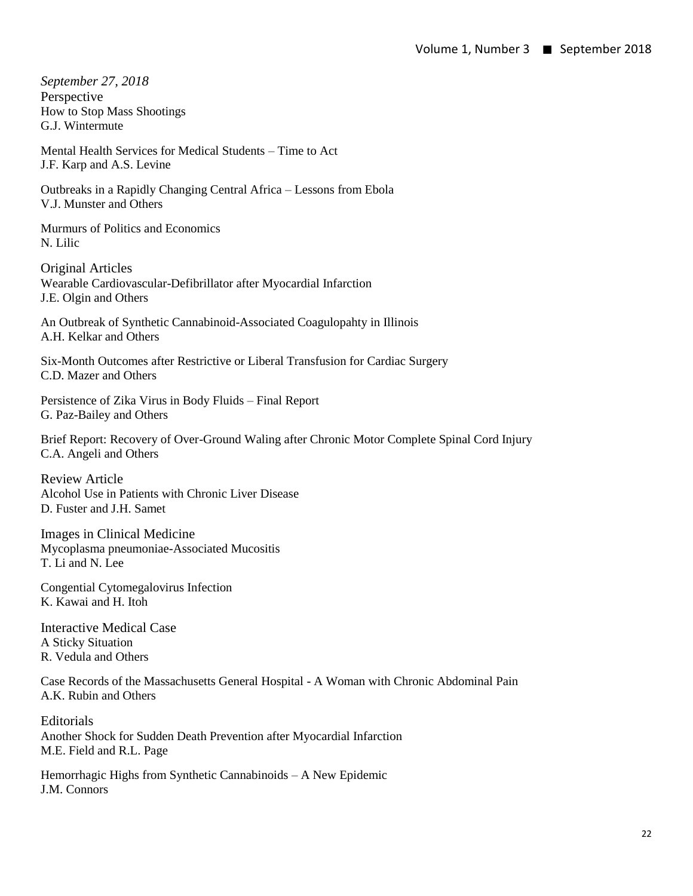*September 27, 2018*

## Perspective

How to Stop Mass Shootings
G.J. Wintermute

Mental Health Services for Medical Students – Time to Act
J.F. Karp and A.S. Levine

Outbreaks in a Rapidly Changing Central Africa – Lessons from Ebola
V.J. Munster and Others

Murmurs of Politics and Economics
N. Lilic

## Original Articles

Wearable Cardiovascular-Defibrillator after Myocardial Infarction
J.E. Olgin and Others

An Outbreak of Synthetic Cannabinoid-Associated Coagulopahty in Illinois
A.H. Kelkar and Others

Six-Month Outcomes after Restrictive or Liberal Transfusion for Cardiac Surgery
C.D. Mazer and Others

Persistence of Zika Virus in Body Fluids – Final Report
G. Paz-Bailey and Others

Brief Report: Recovery of Over-Ground Waling after Chronic Motor Complete Spinal Cord Injury
C.A. Angeli and Others

## Review Article

Alcohol Use in Patients with Chronic Liver Disease
D. Fuster and J.H. Samet

## Images in Clinical Medicine

Mycoplasma pneumoniae-Associated Mucositis
T. Li and N. Lee

Congential Cytomegalovirus Infection
K. Kawai and H. Itoh

## Interactive Medical Case

A Sticky Situation
R. Vedula and Others

Case Records of the Massachusetts General Hospital - A Woman with Chronic Abdominal Pain
A.K. Rubin and Others

## Editorials

Another Shock for Sudden Death Prevention after Myocardial Infarction
M.E. Field and R.L. Page

Hemorrhagic Highs from Synthetic Cannabinoids – A New Epidemic
J.M. Connors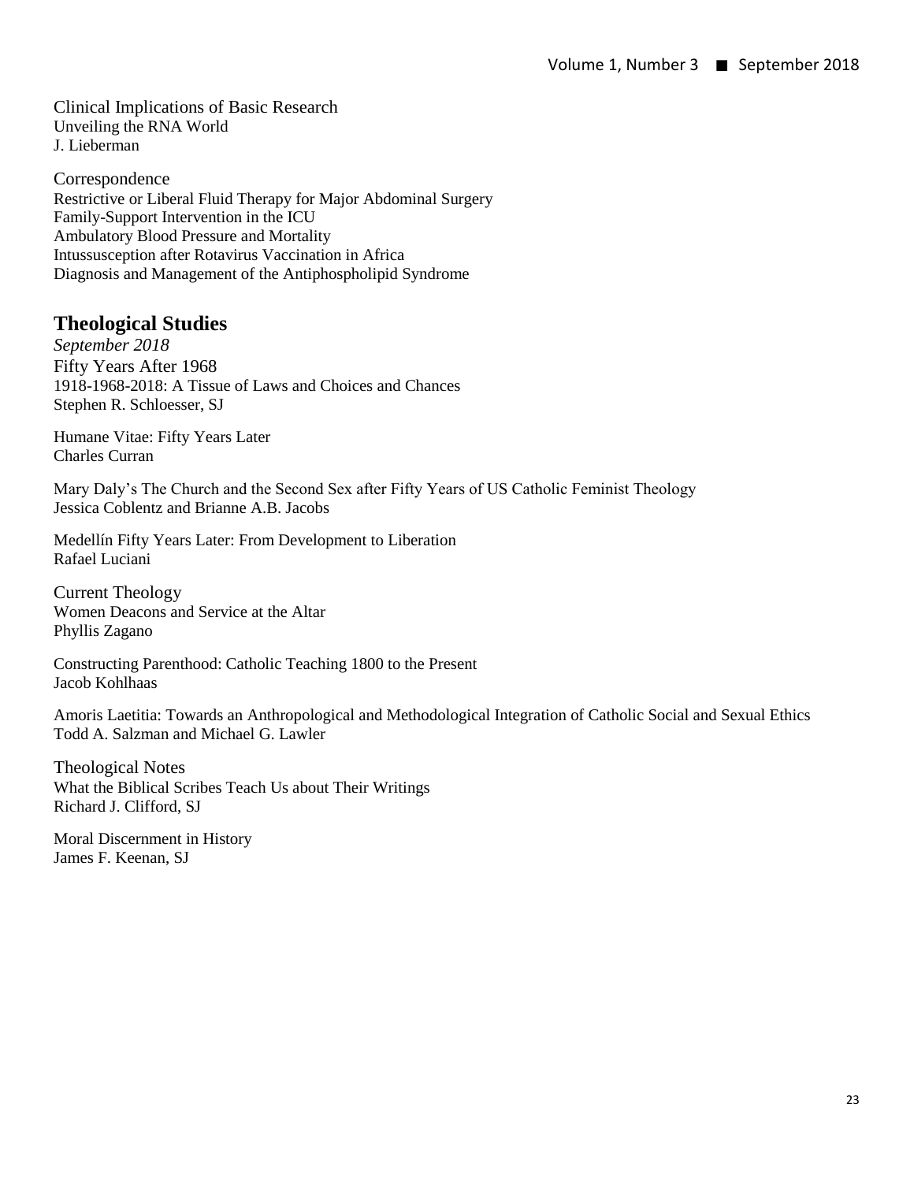Clinical Implications of Basic Research
Unveiling the RNA World
J. Lieberman

Correspondence
Restrictive or Liberal Fluid Therapy for Major Abdominal Surgery
Family-Support Intervention in the ICU
Ambulatory Blood Pressure and Mortality
Intussusception after Rotavirus Vaccination in Africa
Diagnosis and Management of the Antiphospholipid Syndrome

## Theological Studies

*September 2018*

Fifty Years After 1968
1918-1968-2018: A Tissue of Laws and Choices and Chances
Stephen R. Schloesser, SJ

Humane Vitae: Fifty Years Later
Charles Curran

Mary Daly's The Church and the Second Sex after Fifty Years of US Catholic Feminist Theology
Jessica Coblentz and Brianne A.B. Jacobs

Medellín Fifty Years Later: From Development to Liberation
Rafael Luciani

Current Theology
Women Deacons and Service at the Altar
Phyllis Zagano

Constructing Parenthood: Catholic Teaching 1800 to the Present
Jacob Kohlhaas

Amoris Laetitia: Towards an Anthropological and Methodological Integration of Catholic Social and Sexual Ethics
Todd A. Salzman and Michael G. Lawler

Theological Notes
What the Biblical Scribes Teach Us about Their Writings
Richard J. Clifford, SJ

Moral Discernment in History
James F. Keenan, SJ